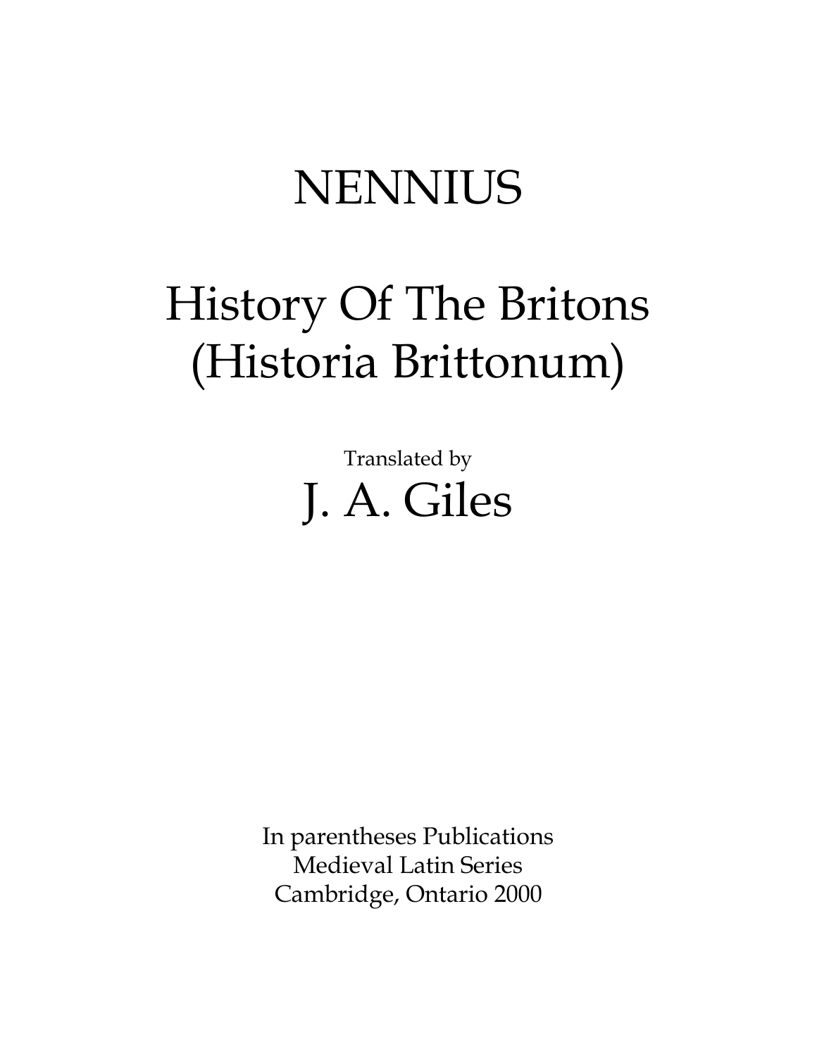# NENNIUS

# History Of The Britons (Historia Brittonum)

Translated by

## J. A. Giles

In parentheses Publications
Medieval Latin Series
Cambridge, Ontario 2000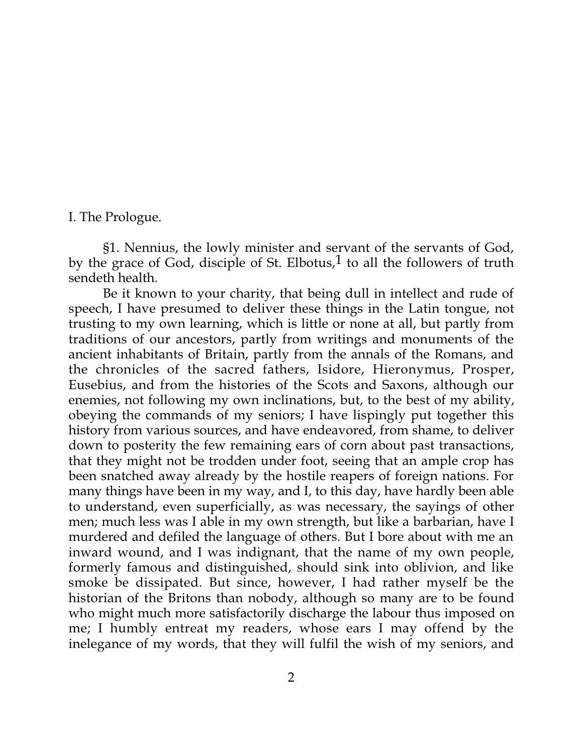## I. The Prologue.

§1. Nennius, the lowly minister and servant of the servants of God, by the grace of God, disciple of St. Elbotus,[1] to all the followers of truth sendeth health.

Be it known to your charity, that being dull in intellect and rude of speech, I have presumed to deliver these things in the Latin tongue, not trusting to my own learning, which is little or none at all, but partly from traditions of our ancestors, partly from writings and monuments of the ancient inhabitants of Britain, partly from the annals of the Romans, and the chronicles of the sacred fathers, Isidore, Hieronymus, Prosper, Eusebius, and from the histories of the Scots and Saxons, although our enemies, not following my own inclinations, but, to the best of my ability, obeying the commands of my seniors; I have lispingly put together this history from various sources, and have endeavored, from shame, to deliver down to posterity the few remaining ears of corn about past transactions, that they might not be trodden under foot, seeing that an ample crop has been snatched away already by the hostile reapers of foreign nations. For many things have been in my way, and I, to this day, have hardly been able to understand, even superficially, as was necessary, the sayings of other men; much less was I able in my own strength, but like a barbarian, have I murdered and defiled the language of others. But I bore about with me an inward wound, and I was indignant, that the name of my own people, formerly famous and distinguished, should sink into oblivion, and like smoke be dissipated. But since, however, I had rather myself be the historian of the Britons than nobody, although so many are to be found who might much more satisfactorily discharge the labour thus imposed on me; I humbly entreat my readers, whose ears I may offend by the inelegance of my words, that they will fulfil the wish of my seniors, and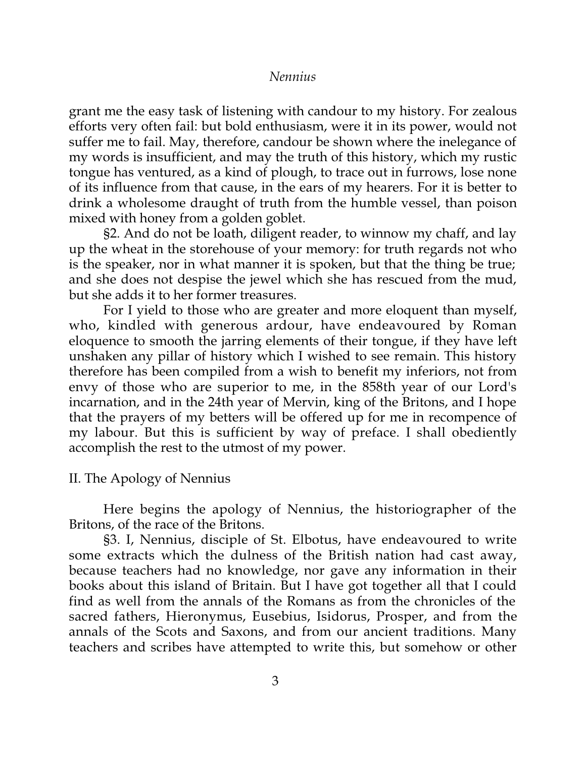grant me the easy task of listening with candour to my history. For zealous efforts very often fail: but bold enthusiasm, were it in its power, would not suffer me to fail. May, therefore, candour be shown where the inelegance of my words is insufficient, and may the truth of this history, which my rustic tongue has ventured, as a kind of plough, to trace out in furrows, lose none of its influence from that cause, in the ears of my hearers. For it is better to drink a wholesome draught of truth from the humble vessel, than poison mixed with honey from a golden goblet.

§2. And do not be loath, diligent reader, to winnow my chaff, and lay up the wheat in the storehouse of your memory: for truth regards not who is the speaker, nor in what manner it is spoken, but that the thing be true; and she does not despise the jewel which she has rescued from the mud, but she adds it to her former treasures.

For I yield to those who are greater and more eloquent than myself, who, kindled with generous ardour, have endeavoured by Roman eloquence to smooth the jarring elements of their tongue, if they have left unshaken any pillar of history which I wished to see remain. This history therefore has been compiled from a wish to benefit my inferiors, not from envy of those who are superior to me, in the 858th year of our Lord's incarnation, and in the 24th year of Mervin, king of the Britons, and I hope that the prayers of my betters will be offered up for me in recompence of my labour. But this is sufficient by way of preface. I shall obediently accomplish the rest to the utmost of my power.

## II. The Apology of Nennius

Here begins the apology of Nennius, the historiographer of the Britons, of the race of the Britons.

§3. I, Nennius, disciple of St. Elbotus, have endeavoured to write some extracts which the dulness of the British nation had cast away, because teachers had no knowledge, nor gave any information in their books about this island of Britain. But I have got together all that I could find as well from the annals of the Romans as from the chronicles of the sacred fathers, Hieronymus, Eusebius, Isidorus, Prosper, and from the annals of the Scots and Saxons, and from our ancient traditions. Many teachers and scribes have attempted to write this, but somehow or other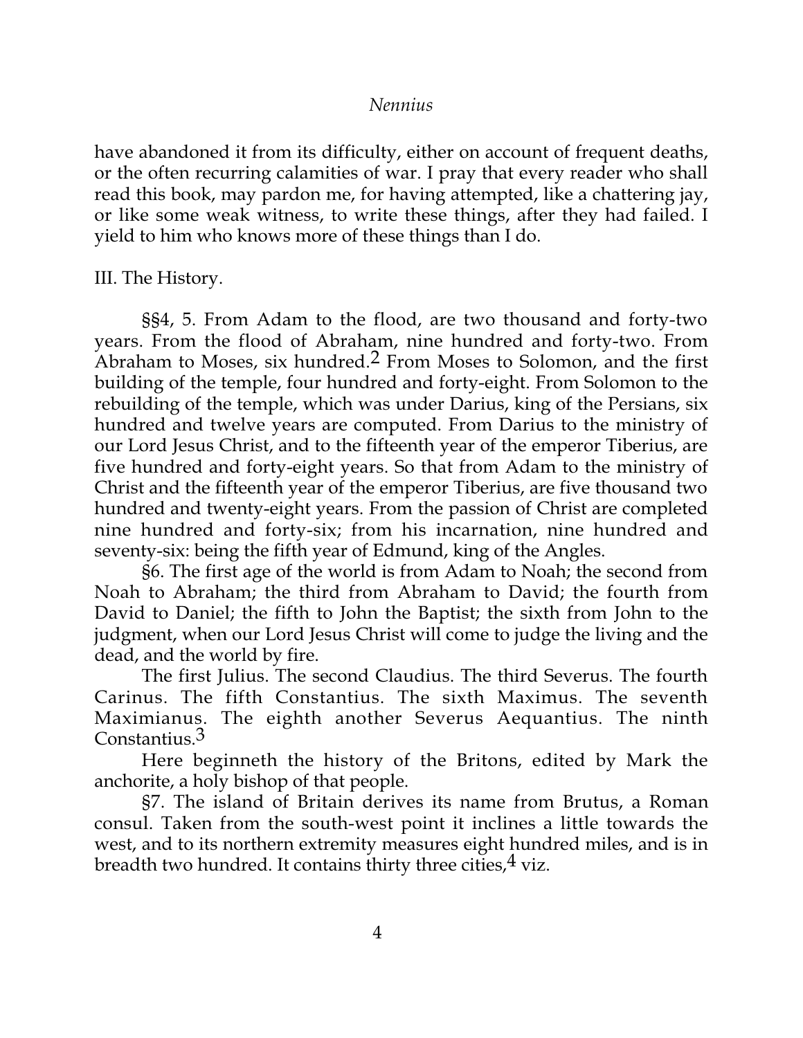have abandoned it from its difficulty, either on account of frequent deaths, or the often recurring calamities of war. I pray that every reader who shall read this book, may pardon me, for having attempted, like a chattering jay, or like some weak witness, to write these things, after they had failed. I yield to him who knows more of these things than I do.

## III. The History.

§§4, 5. From Adam to the flood, are two thousand and forty-two years. From the flood of Abraham, nine hundred and forty-two. From Abraham to Moses, six hundred.[2] From Moses to Solomon, and the first building of the temple, four hundred and forty-eight. From Solomon to the rebuilding of the temple, which was under Darius, king of the Persians, six hundred and twelve years are computed. From Darius to the ministry of our Lord Jesus Christ, and to the fifteenth year of the emperor Tiberius, are five hundred and forty-eight years. So that from Adam to the ministry of Christ and the fifteenth year of the emperor Tiberius, are five thousand two hundred and twenty-eight years. From the passion of Christ are completed nine hundred and forty-six; from his incarnation, nine hundred and seventy-six: being the fifth year of Edmund, king of the Angles.

§6. The first age of the world is from Adam to Noah; the second from Noah to Abraham; the third from Abraham to David; the fourth from David to Daniel; the fifth to John the Baptist; the sixth from John to the judgment, when our Lord Jesus Christ will come to judge the living and the dead, and the world by fire.

The first Julius. The second Claudius. The third Severus. The fourth Carinus. The fifth Constantius. The sixth Maximus. The seventh Maximianus. The eighth another Severus Aequantius. The ninth Constantius.[3]

Here beginneth the history of the Britons, edited by Mark the anchorite, a holy bishop of that people.

§7. The island of Britain derives its name from Brutus, a Roman consul. Taken from the south-west point it inclines a little towards the west, and to its northern extremity measures eight hundred miles, and is in breadth two hundred. It contains thirty three cities,[4] viz.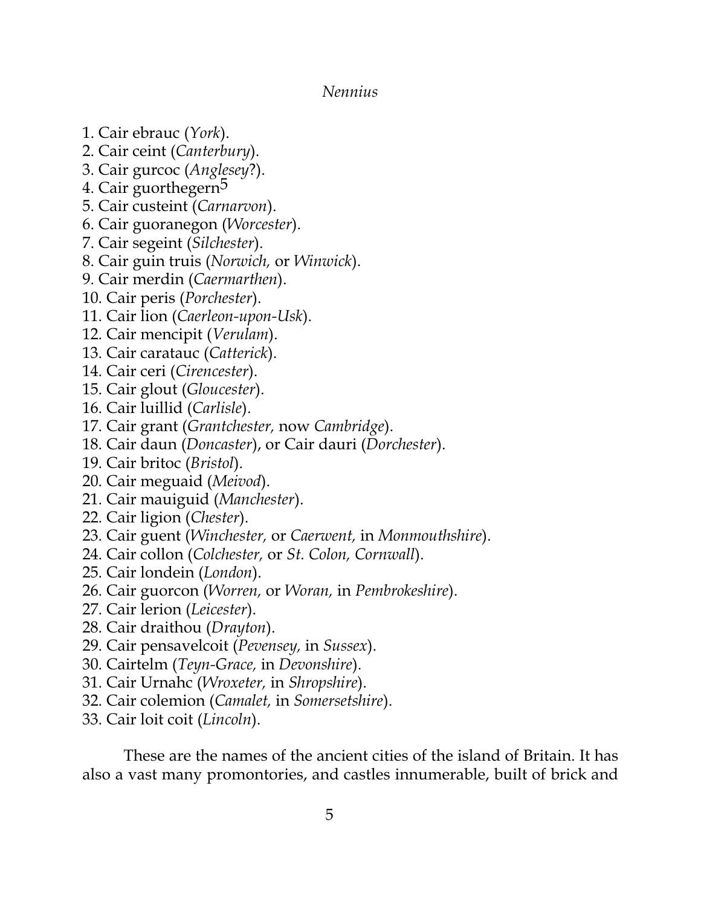1. Cair ebrauc (*York*).
2. Cair ceint (*Canterbury*).
3. Cair gurcoc (*Anglesey*?).
4. Cair guorthegern[5]
5. Cair custeint (*Carnarvon*).
6. Cair guoranegon (*Worcester*).
7. Cair segeint (*Silchester*).
8. Cair guin truis (*Norwich,* or *Winwick*).
9. Cair merdin (*Caermarthen*).
10. Cair peris (*Porchester*).
11. Cair lion (*Caerleon-upon-Usk*).
12. Cair mencipit (*Verulam*).
13. Cair caratauc (*Catterick*).
14. Cair ceri (*Cirencester*).
15. Cair glout (*Gloucester*).
16. Cair luillid (*Carlisle*).
17. Cair grant (*Grantchester,* now *Cambridge*).
18. Cair daun (*Doncaster*), or Cair dauri (*Dorchester*).
19. Cair britoc (*Bristol*).
20. Cair meguaid (*Meivod*).
21. Cair mauiguid (*Manchester*).
22. Cair ligion (*Chester*).
23. Cair guent (*Winchester,* or *Caerwent,* in *Monmouthshire*).
24. Cair collon (*Colchester,* or *St. Colon, Cornwall*).
25. Cair londein (*London*).
26. Cair guorcon (*Worren,* or *Woran,* in *Pembrokeshire*).
27. Cair lerion (*Leicester*).
28. Cair draithou (*Drayton*).
29. Cair pensavelcoit (*Pevensey,* in *Sussex*).
30. Cairtelm (*Teyn-Grace,* in *Devonshire*).
31. Cair Urnahc (*Wroxeter,* in *Shropshire*).
32. Cair colemion (*Camalet,* in *Somersetshire*).
33. Cair loit coit (*Lincoln*).

These are the names of the ancient cities of the island of Britain. It has also a vast many promontories, and castles innumerable, built of brick and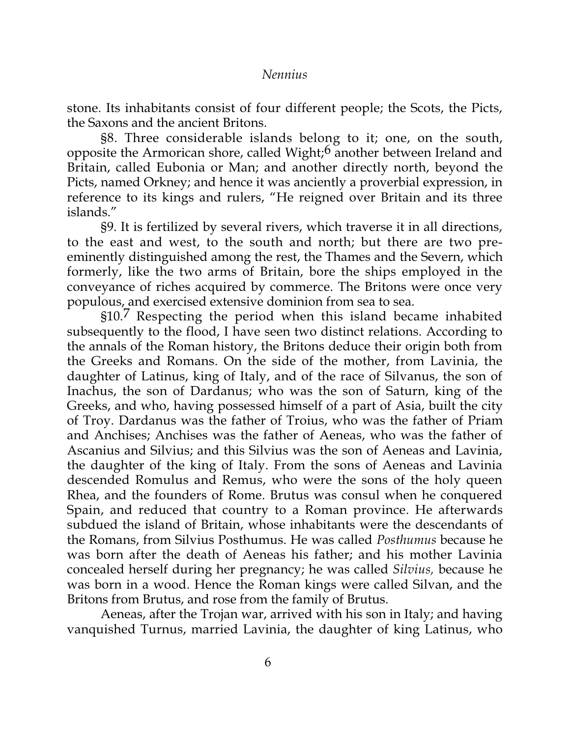stone. Its inhabitants consist of four different people; the Scots, the Picts, the Saxons and the ancient Britons.

§8. Three considerable islands belong to it; one, on the south, opposite the Armorican shore, called Wight;[6] another between Ireland and Britain, called Eubonia or Man; and another directly north, beyond the Picts, named Orkney; and hence it was anciently a proverbial expression, in reference to its kings and rulers, "He reigned over Britain and its three islands."

§9. It is fertilized by several rivers, which traverse it in all directions, to the east and west, to the south and north; but there are two pre-eminently distinguished among the rest, the Thames and the Severn, which formerly, like the two arms of Britain, bore the ships employed in the conveyance of riches acquired by commerce. The Britons were once very populous, and exercised extensive dominion from sea to sea.

§10.[7] Respecting the period when this island became inhabited subsequently to the flood, I have seen two distinct relations. According to the annals of the Roman history, the Britons deduce their origin both from the Greeks and Romans. On the side of the mother, from Lavinia, the daughter of Latinus, king of Italy, and of the race of Silvanus, the son of Inachus, the son of Dardanus; who was the son of Saturn, king of the Greeks, and who, having possessed himself of a part of Asia, built the city of Troy. Dardanus was the father of Troius, who was the father of Priam and Anchises; Anchises was the father of Aeneas, who was the father of Ascanius and Silvius; and this Silvius was the son of Aeneas and Lavinia, the daughter of the king of Italy. From the sons of Aeneas and Lavinia descended Romulus and Remus, who were the sons of the holy queen Rhea, and the founders of Rome. Brutus was consul when he conquered Spain, and reduced that country to a Roman province. He afterwards subdued the island of Britain, whose inhabitants were the descendants of the Romans, from Silvius Posthumus. He was called *Posthumus* because he was born after the death of Aeneas his father; and his mother Lavinia concealed herself during her pregnancy; he was called *Silvius,* because he was born in a wood. Hence the Roman kings were called Silvan, and the Britons from Brutus, and rose from the family of Brutus.

Aeneas, after the Trojan war, arrived with his son in Italy; and having vanquished Turnus, married Lavinia, the daughter of king Latinus, who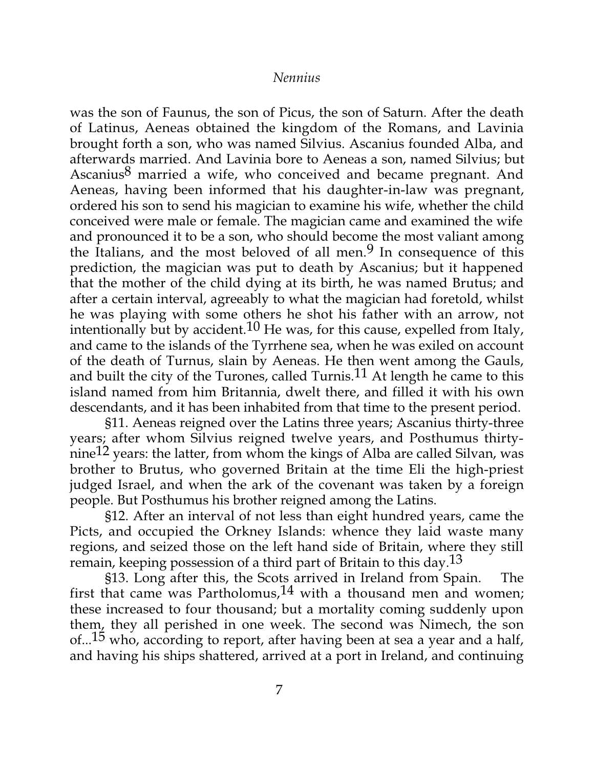was the son of Faunus, the son of Picus, the son of Saturn. After the death of Latinus, Aeneas obtained the kingdom of the Romans, and Lavinia brought forth a son, who was named Silvius. Ascanius founded Alba, and afterwards married. And Lavinia bore to Aeneas a son, named Silvius; but Ascanius[8] married a wife, who conceived and became pregnant. And Aeneas, having been informed that his daughter-in-law was pregnant, ordered his son to send his magician to examine his wife, whether the child conceived were male or female. The magician came and examined the wife and pronounced it to be a son, who should become the most valiant among the Italians, and the most beloved of all men.[9] In consequence of this prediction, the magician was put to death by Ascanius; but it happened that the mother of the child dying at its birth, he was named Brutus; and after a certain interval, agreeably to what the magician had foretold, whilst he was playing with some others he shot his father with an arrow, not intentionally but by accident.[10] He was, for this cause, expelled from Italy, and came to the islands of the Tyrrhene sea, when he was exiled on account of the death of Turnus, slain by Aeneas. He then went among the Gauls, and built the city of the Turones, called Turnis.[11] At length he came to this island named from him Britannia, dwelt there, and filled it with his own descendants, and it has been inhabited from that time to the present period.

§11. Aeneas reigned over the Latins three years; Ascanius thirty-three years; after whom Silvius reigned twelve years, and Posthumus thirty-nine[12] years: the latter, from whom the kings of Alba are called Silvan, was brother to Brutus, who governed Britain at the time Eli the high-priest judged Israel, and when the ark of the covenant was taken by a foreign people. But Posthumus his brother reigned among the Latins.

§12. After an interval of not less than eight hundred years, came the Picts, and occupied the Orkney Islands: whence they laid waste many regions, and seized those on the left hand side of Britain, where they still remain, keeping possession of a third part of Britain to this day.[13]

§13. Long after this, the Scots arrived in Ireland from Spain. The first that came was Partholomus,[14] with a thousand men and women; these increased to four thousand; but a mortality coming suddenly upon them, they all perished in one week. The second was Nimech, the son of...[15] who, according to report, after having been at sea a year and a half, and having his ships shattered, arrived at a port in Ireland, and continuing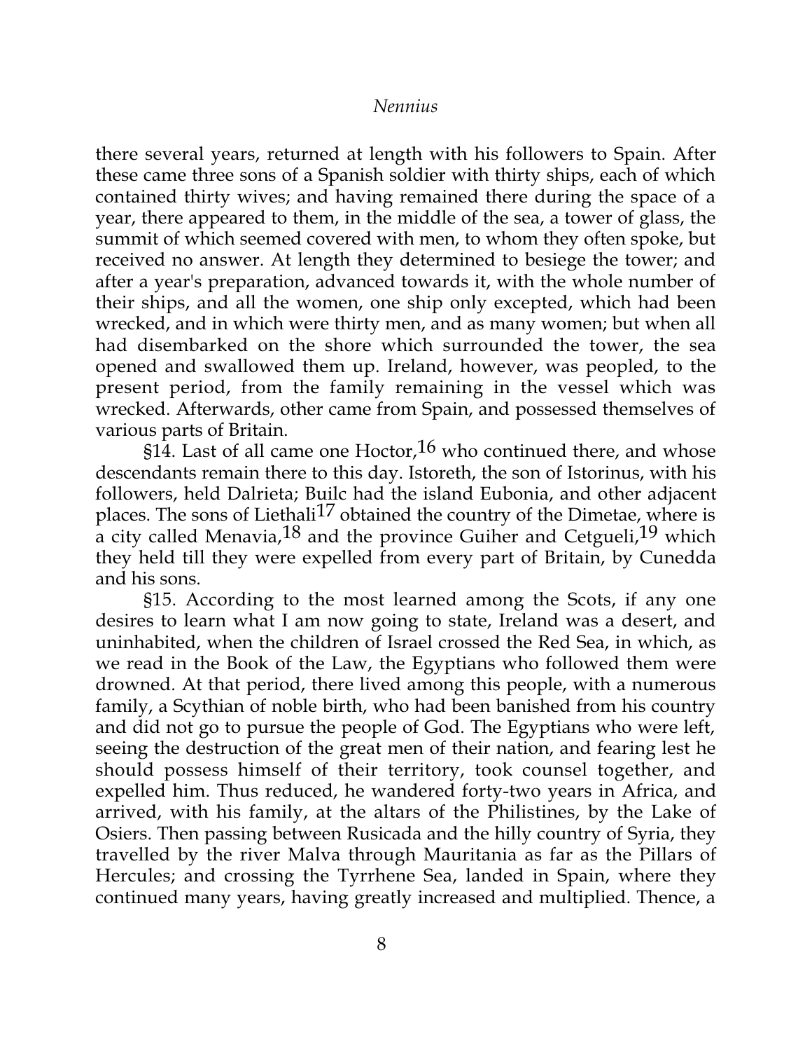there several years, returned at length with his followers to Spain. After these came three sons of a Spanish soldier with thirty ships, each of which contained thirty wives; and having remained there during the space of a year, there appeared to them, in the middle of the sea, a tower of glass, the summit of which seemed covered with men, to whom they often spoke, but received no answer. At length they determined to besiege the tower; and after a year's preparation, advanced towards it, with the whole number of their ships, and all the women, one ship only excepted, which had been wrecked, and in which were thirty men, and as many women; but when all had disembarked on the shore which surrounded the tower, the sea opened and swallowed them up. Ireland, however, was peopled, to the present period, from the family remaining in the vessel which was wrecked. Afterwards, other came from Spain, and possessed themselves of various parts of Britain.

§14. Last of all came one Hoctor,[16] who continued there, and whose descendants remain there to this day. Istoreth, the son of Istorinus, with his followers, held Dalrieta; Builc had the island Eubonia, and other adjacent places. The sons of Liethali[17] obtained the country of the Dimetae, where is a city called Menavia,[18] and the province Guiher and Cetgueli,[19] which they held till they were expelled from every part of Britain, by Cunedda and his sons.

§15. According to the most learned among the Scots, if any one desires to learn what I am now going to state, Ireland was a desert, and uninhabited, when the children of Israel crossed the Red Sea, in which, as we read in the Book of the Law, the Egyptians who followed them were drowned. At that period, there lived among this people, with a numerous family, a Scythian of noble birth, who had been banished from his country and did not go to pursue the people of God. The Egyptians who were left, seeing the destruction of the great men of their nation, and fearing lest he should possess himself of their territory, took counsel together, and expelled him. Thus reduced, he wandered forty-two years in Africa, and arrived, with his family, at the altars of the Philistines, by the Lake of Osiers. Then passing between Rusicada and the hilly country of Syria, they travelled by the river Malva through Mauritania as far as the Pillars of Hercules; and crossing the Tyrrhene Sea, landed in Spain, where they continued many years, having greatly increased and multiplied. Thence, a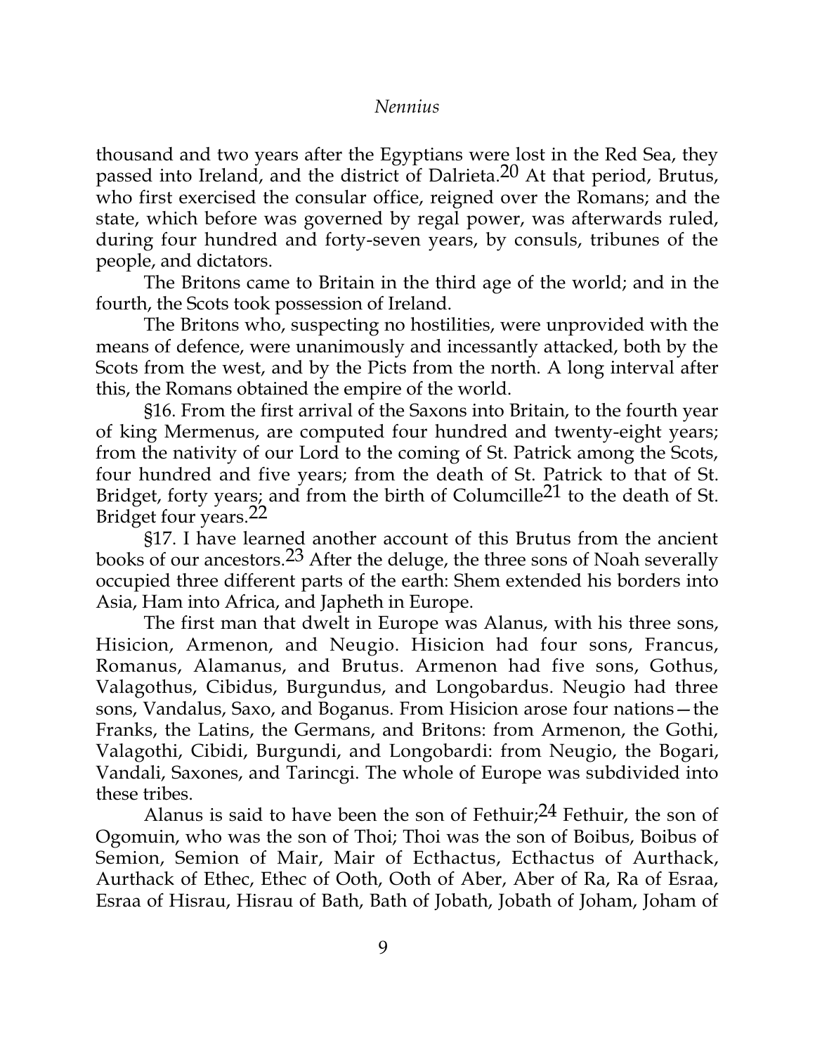thousand and two years after the Egyptians were lost in the Red Sea, they passed into Ireland, and the district of Dalrieta.[20] At that period, Brutus, who first exercised the consular office, reigned over the Romans; and the state, which before was governed by regal power, was afterwards ruled, during four hundred and forty-seven years, by consuls, tribunes of the people, and dictators.

The Britons came to Britain in the third age of the world; and in the fourth, the Scots took possession of Ireland.

The Britons who, suspecting no hostilities, were unprovided with the means of defence, were unanimously and incessantly attacked, both by the Scots from the west, and by the Picts from the north. A long interval after this, the Romans obtained the empire of the world.

§16. From the first arrival of the Saxons into Britain, to the fourth year of king Mermenus, are computed four hundred and twenty-eight years; from the nativity of our Lord to the coming of St. Patrick among the Scots, four hundred and five years; from the death of St. Patrick to that of St. Bridget, forty years; and from the birth of Columcille[21] to the death of St. Bridget four years.[22]

§17. I have learned another account of this Brutus from the ancient books of our ancestors.[23] After the deluge, the three sons of Noah severally occupied three different parts of the earth: Shem extended his borders into Asia, Ham into Africa, and Japheth in Europe.

The first man that dwelt in Europe was Alanus, with his three sons, Hisicion, Armenon, and Neugio. Hisicion had four sons, Francus, Romanus, Alamanus, and Brutus. Armenon had five sons, Gothus, Valagothus, Cibidus, Burgundus, and Longobardus. Neugio had three sons, Vandalus, Saxo, and Boganus. From Hisicion arose four nations—the Franks, the Latins, the Germans, and Britons: from Armenon, the Gothi, Valagothi, Cibidi, Burgundi, and Longobardi: from Neugio, the Bogari, Vandali, Saxones, and Tarincgi. The whole of Europe was subdivided into these tribes.

Alanus is said to have been the son of Fethuir;[24] Fethuir, the son of Ogomuin, who was the son of Thoi; Thoi was the son of Boibus, Boibus of Semion, Semion of Mair, Mair of Ecthactus, Ecthactus of Aurthack, Aurthack of Ethec, Ethec of Ooth, Ooth of Aber, Aber of Ra, Ra of Esraa, Esraa of Hisrau, Hisrau of Bath, Bath of Jobath, Jobath of Joham, Joham of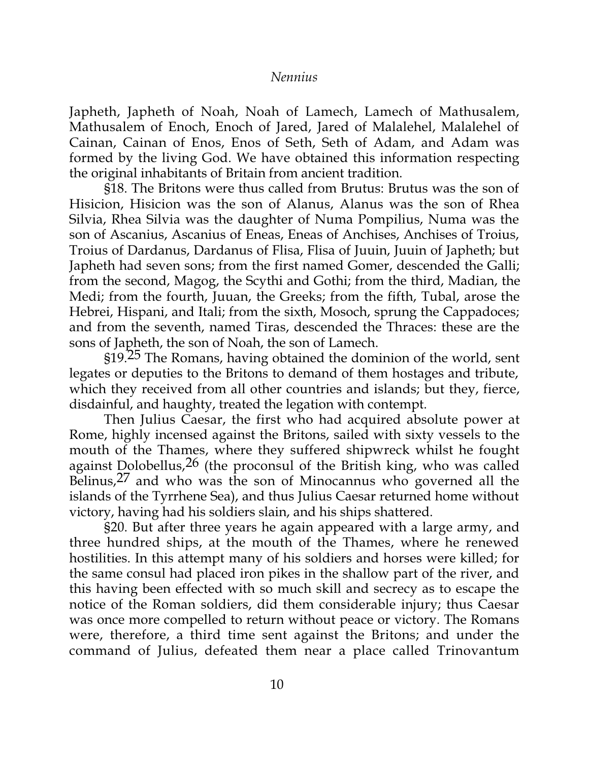Japheth, Japheth of Noah, Noah of Lamech, Lamech of Mathusalem, Mathusalem of Enoch, Enoch of Jared, Jared of Malalehel, Malalehel of Cainan, Cainan of Enos, Enos of Seth, Seth of Adam, and Adam was formed by the living God. We have obtained this information respecting the original inhabitants of Britain from ancient tradition.

§18. The Britons were thus called from Brutus: Brutus was the son of Hisicion, Hisicion was the son of Alanus, Alanus was the son of Rhea Silvia, Rhea Silvia was the daughter of Numa Pompilius, Numa was the son of Ascanius, Ascanius of Eneas, Eneas of Anchises, Anchises of Troius, Troius of Dardanus, Dardanus of Flisa, Flisa of Juuin, Juuin of Japheth; but Japheth had seven sons; from the first named Gomer, descended the Galli; from the second, Magog, the Scythi and Gothi; from the third, Madian, the Medi; from the fourth, Juuan, the Greeks; from the fifth, Tubal, arose the Hebrei, Hispani, and Itali; from the sixth, Mosoch, sprung the Cappadoces; and from the seventh, named Tiras, descended the Thraces: these are the sons of Japheth, the son of Noah, the son of Lamech.

§19.[25] The Romans, having obtained the dominion of the world, sent legates or deputies to the Britons to demand of them hostages and tribute, which they received from all other countries and islands; but they, fierce, disdainful, and haughty, treated the legation with contempt.

Then Julius Caesar, the first who had acquired absolute power at Rome, highly incensed against the Britons, sailed with sixty vessels to the mouth of the Thames, where they suffered shipwreck whilst he fought against Dolobellus,[26] (the proconsul of the British king, who was called Belinus,[27] and who was the son of Minocannus who governed all the islands of the Tyrrhene Sea), and thus Julius Caesar returned home without victory, having had his soldiers slain, and his ships shattered.

§20. But after three years he again appeared with a large army, and three hundred ships, at the mouth of the Thames, where he renewed hostilities. In this attempt many of his soldiers and horses were killed; for the same consul had placed iron pikes in the shallow part of the river, and this having been effected with so much skill and secrecy as to escape the notice of the Roman soldiers, did them considerable injury; thus Caesar was once more compelled to return without peace or victory. The Romans were, therefore, a third time sent against the Britons; and under the command of Julius, defeated them near a place called Trinovantum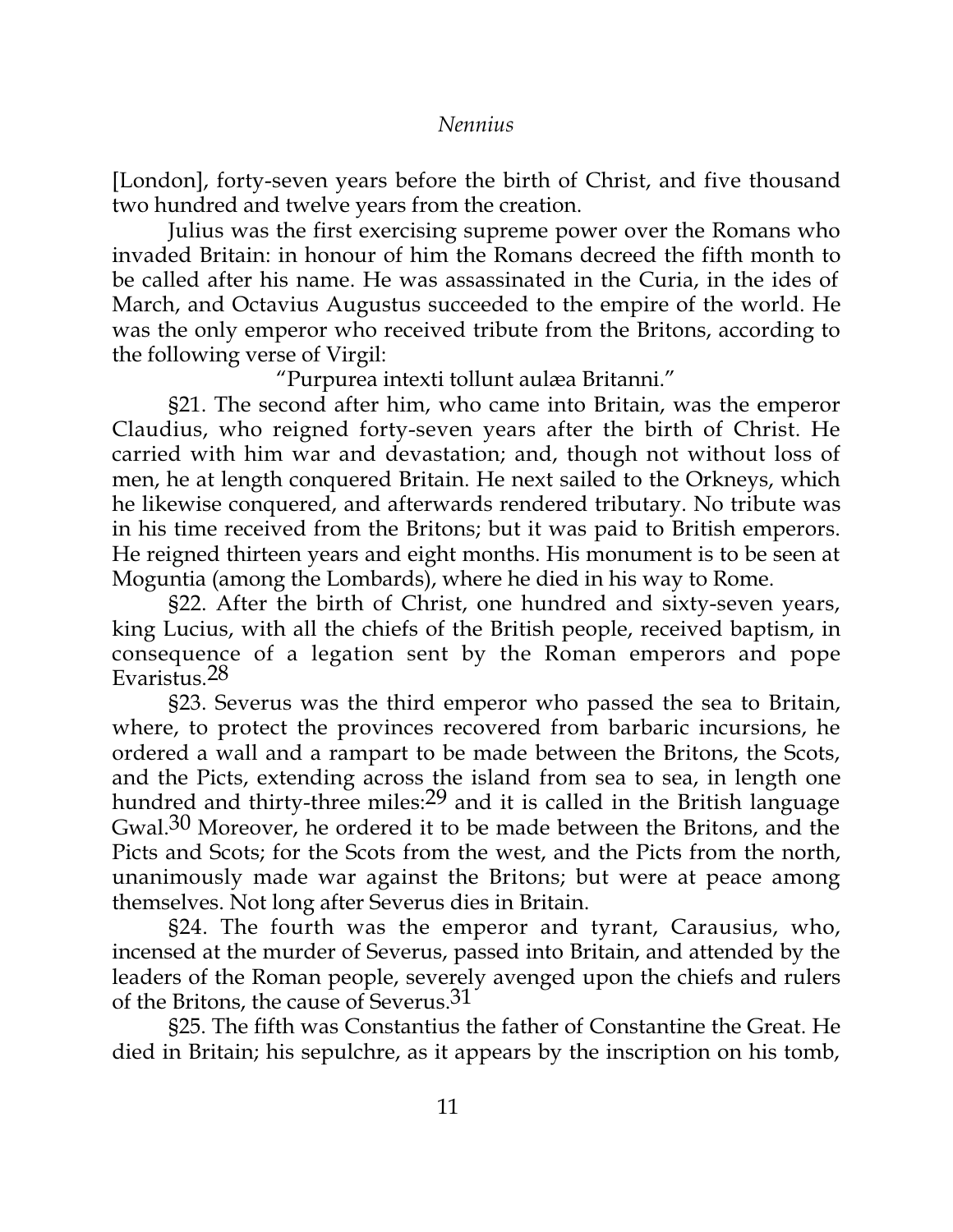[London], forty-seven years before the birth of Christ, and five thousand two hundred and twelve years from the creation.

Julius was the first exercising supreme power over the Romans who invaded Britain: in honour of him the Romans decreed the fifth month to be called after his name. He was assassinated in the Curia, in the ides of March, and Octavius Augustus succeeded to the empire of the world. He was the only emperor who received tribute from the Britons, according to the following verse of Virgil:

"Purpurea intexti tollunt aulæa Britanni."

§21. The second after him, who came into Britain, was the emperor Claudius, who reigned forty-seven years after the birth of Christ. He carried with him war and devastation; and, though not without loss of men, he at length conquered Britain. He next sailed to the Orkneys, which he likewise conquered, and afterwards rendered tributary. No tribute was in his time received from the Britons; but it was paid to British emperors. He reigned thirteen years and eight months. His monument is to be seen at Moguntia (among the Lombards), where he died in his way to Rome.

§22. After the birth of Christ, one hundred and sixty-seven years, king Lucius, with all the chiefs of the British people, received baptism, in consequence of a legation sent by the Roman emperors and pope Evaristus.[28]

§23. Severus was the third emperor who passed the sea to Britain, where, to protect the provinces recovered from barbaric incursions, he ordered a wall and a rampart to be made between the Britons, the Scots, and the Picts, extending across the island from sea to sea, in length one hundred and thirty-three miles:[29] and it is called in the British language Gwal.[30] Moreover, he ordered it to be made between the Britons, and the Picts and Scots; for the Scots from the west, and the Picts from the north, unanimously made war against the Britons; but were at peace among themselves. Not long after Severus dies in Britain.

§24. The fourth was the emperor and tyrant, Carausius, who, incensed at the murder of Severus, passed into Britain, and attended by the leaders of the Roman people, severely avenged upon the chiefs and rulers of the Britons, the cause of Severus.[31]

§25. The fifth was Constantius the father of Constantine the Great. He died in Britain; his sepulchre, as it appears by the inscription on his tomb,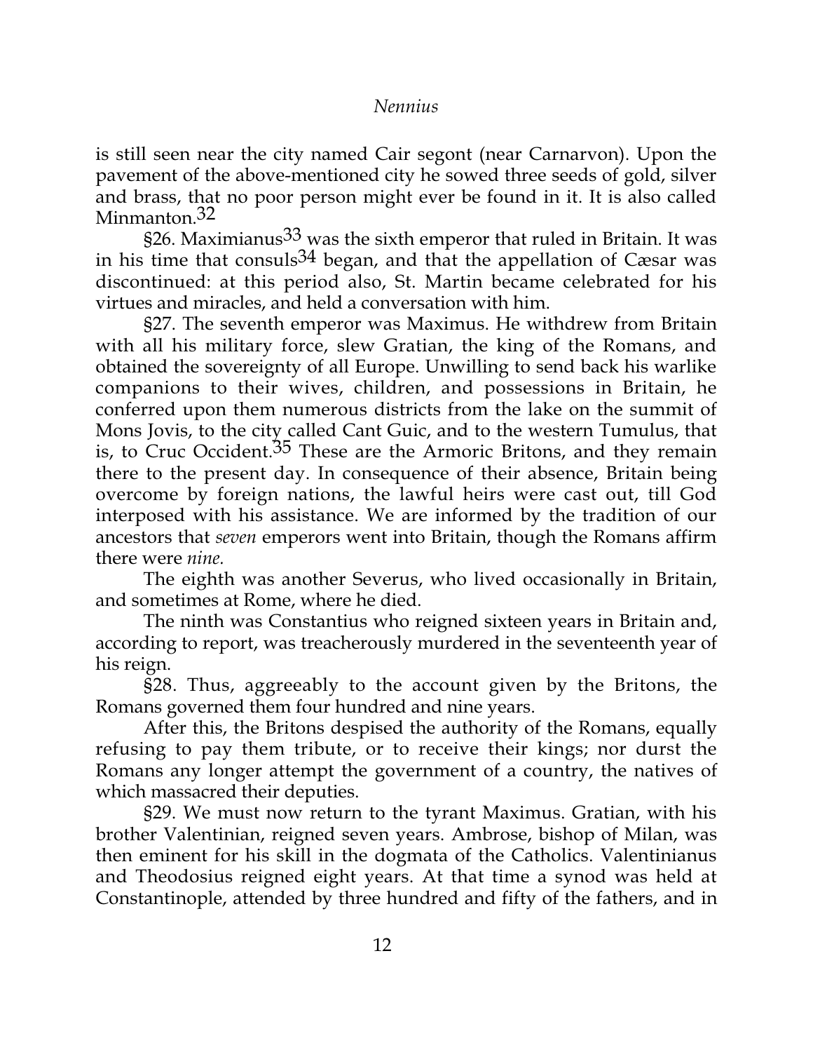is still seen near the city named Cair segont (near Carnarvon). Upon the pavement of the above-mentioned city he sowed three seeds of gold, silver and brass, that no poor person might ever be found in it. It is also called Minmanton.[32]

§26. Maximianus[33] was the sixth emperor that ruled in Britain. It was in his time that consuls[34] began, and that the appellation of Cæsar was discontinued: at this period also, St. Martin became celebrated for his virtues and miracles, and held a conversation with him.

§27. The seventh emperor was Maximus. He withdrew from Britain with all his military force, slew Gratian, the king of the Romans, and obtained the sovereignty of all Europe. Unwilling to send back his warlike companions to their wives, children, and possessions in Britain, he conferred upon them numerous districts from the lake on the summit of Mons Jovis, to the city called Cant Guic, and to the western Tumulus, that is, to Cruc Occident.[35] These are the Armoric Britons, and they remain there to the present day. In consequence of their absence, Britain being overcome by foreign nations, the lawful heirs were cast out, till God interposed with his assistance. We are informed by the tradition of our ancestors that *seven* emperors went into Britain, though the Romans affirm there were *nine.*

The eighth was another Severus, who lived occasionally in Britain, and sometimes at Rome, where he died.

The ninth was Constantius who reigned sixteen years in Britain and, according to report, was treacherously murdered in the seventeenth year of his reign.

§28. Thus, aggreeably to the account given by the Britons, the Romans governed them four hundred and nine years.

After this, the Britons despised the authority of the Romans, equally refusing to pay them tribute, or to receive their kings; nor durst the Romans any longer attempt the government of a country, the natives of which massacred their deputies.

§29. We must now return to the tyrant Maximus. Gratian, with his brother Valentinian, reigned seven years. Ambrose, bishop of Milan, was then eminent for his skill in the dogmata of the Catholics. Valentinianus and Theodosius reigned eight years. At that time a synod was held at Constantinople, attended by three hundred and fifty of the fathers, and in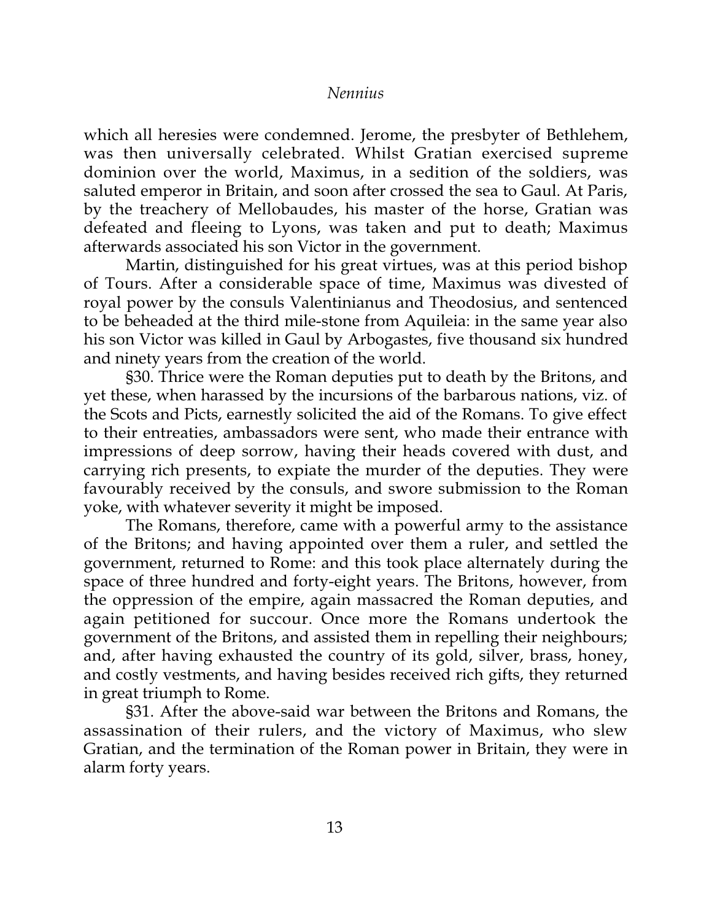which all heresies were condemned. Jerome, the presbyter of Bethlehem, was then universally celebrated. Whilst Gratian exercised supreme dominion over the world, Maximus, in a sedition of the soldiers, was saluted emperor in Britain, and soon after crossed the sea to Gaul. At Paris, by the treachery of Mellobaudes, his master of the horse, Gratian was defeated and fleeing to Lyons, was taken and put to death; Maximus afterwards associated his son Victor in the government.

Martin, distinguished for his great virtues, was at this period bishop of Tours. After a considerable space of time, Maximus was divested of royal power by the consuls Valentinianus and Theodosius, and sentenced to be beheaded at the third mile-stone from Aquileia: in the same year also his son Victor was killed in Gaul by Arbogastes, five thousand six hundred and ninety years from the creation of the world.

§30. Thrice were the Roman deputies put to death by the Britons, and yet these, when harassed by the incursions of the barbarous nations, viz. of the Scots and Picts, earnestly solicited the aid of the Romans. To give effect to their entreaties, ambassadors were sent, who made their entrance with impressions of deep sorrow, having their heads covered with dust, and carrying rich presents, to expiate the murder of the deputies. They were favourably received by the consuls, and swore submission to the Roman yoke, with whatever severity it might be imposed.

The Romans, therefore, came with a powerful army to the assistance of the Britons; and having appointed over them a ruler, and settled the government, returned to Rome: and this took place alternately during the space of three hundred and forty-eight years. The Britons, however, from the oppression of the empire, again massacred the Roman deputies, and again petitioned for succour. Once more the Romans undertook the government of the Britons, and assisted them in repelling their neighbours; and, after having exhausted the country of its gold, silver, brass, honey, and costly vestments, and having besides received rich gifts, they returned in great triumph to Rome.

§31. After the above-said war between the Britons and Romans, the assassination of their rulers, and the victory of Maximus, who slew Gratian, and the termination of the Roman power in Britain, they were in alarm forty years.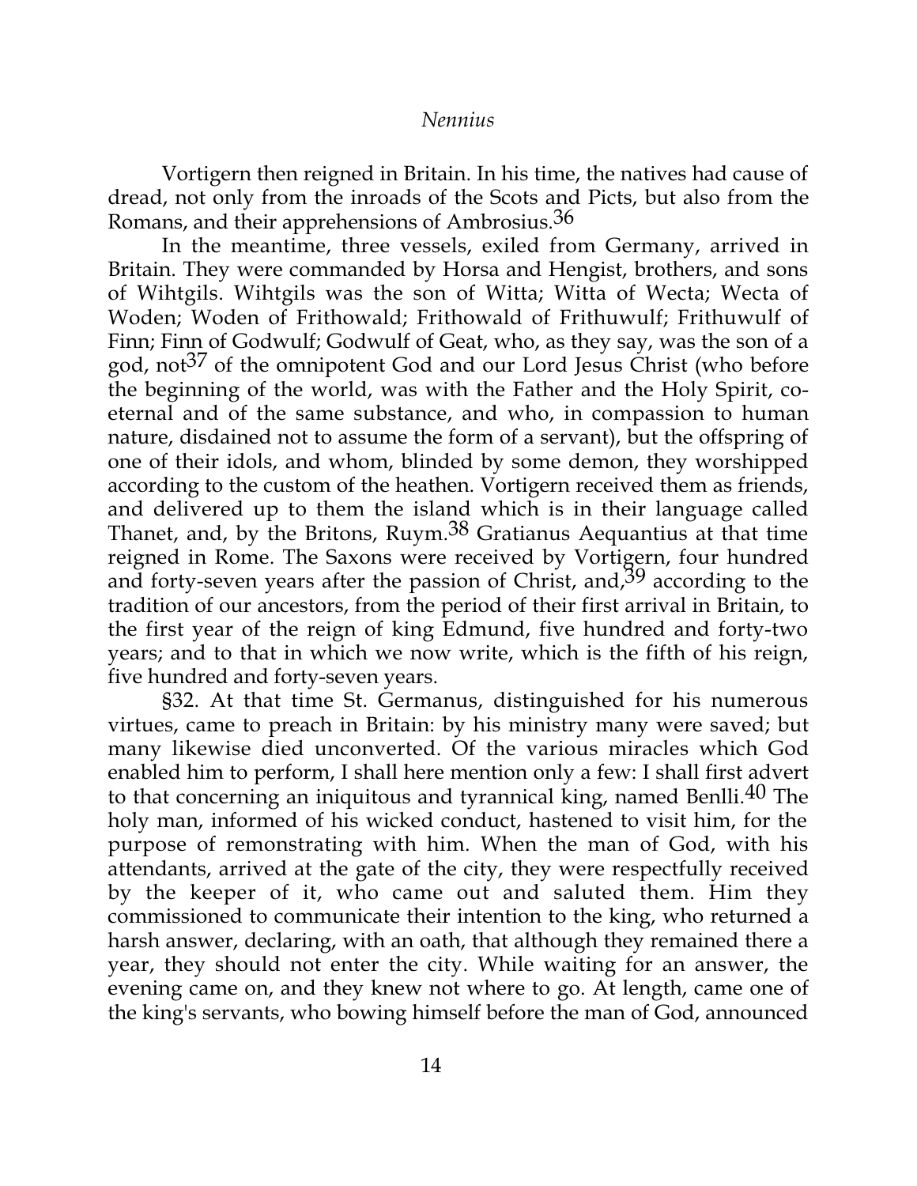Vortigern then reigned in Britain. In his time, the natives had cause of dread, not only from the inroads of the Scots and Picts, but also from the Romans, and their apprehensions of Ambrosius.[36]

In the meantime, three vessels, exiled from Germany, arrived in Britain. They were commanded by Horsa and Hengist, brothers, and sons of Wihtgils. Wihtgils was the son of Witta; Witta of Wecta; Wecta of Woden; Woden of Frithowald; Frithowald of Frithuwulf; Frithuwulf of Finn; Finn of Godwulf; Godwulf of Geat, who, as they say, was the son of a god, not[37] of the omnipotent God and our Lord Jesus Christ (who before the beginning of the world, was with the Father and the Holy Spirit, co-eternal and of the same substance, and who, in compassion to human nature, disdained not to assume the form of a servant), but the offspring of one of their idols, and whom, blinded by some demon, they worshipped according to the custom of the heathen. Vortigern received them as friends, and delivered up to them the island which is in their language called Thanet, and, by the Britons, Ruym.[38] Gratianus Aequantius at that time reigned in Rome. The Saxons were received by Vortigern, four hundred and forty-seven years after the passion of Christ, and,[39] according to the tradition of our ancestors, from the period of their first arrival in Britain, to the first year of the reign of king Edmund, five hundred and forty-two years; and to that in which we now write, which is the fifth of his reign, five hundred and forty-seven years.

§32. At that time St. Germanus, distinguished for his numerous virtues, came to preach in Britain: by his ministry many were saved; but many likewise died unconverted. Of the various miracles which God enabled him to perform, I shall here mention only a few: I shall first advert to that concerning an iniquitous and tyrannical king, named Benlli.[40] The holy man, informed of his wicked conduct, hastened to visit him, for the purpose of remonstrating with him. When the man of God, with his attendants, arrived at the gate of the city, they were respectfully received by the keeper of it, who came out and saluted them. Him they commissioned to communicate their intention to the king, who returned a harsh answer, declaring, with an oath, that although they remained there a year, they should not enter the city. While waiting for an answer, the evening came on, and they knew not where to go. At length, came one of the king's servants, who bowing himself before the man of God, announced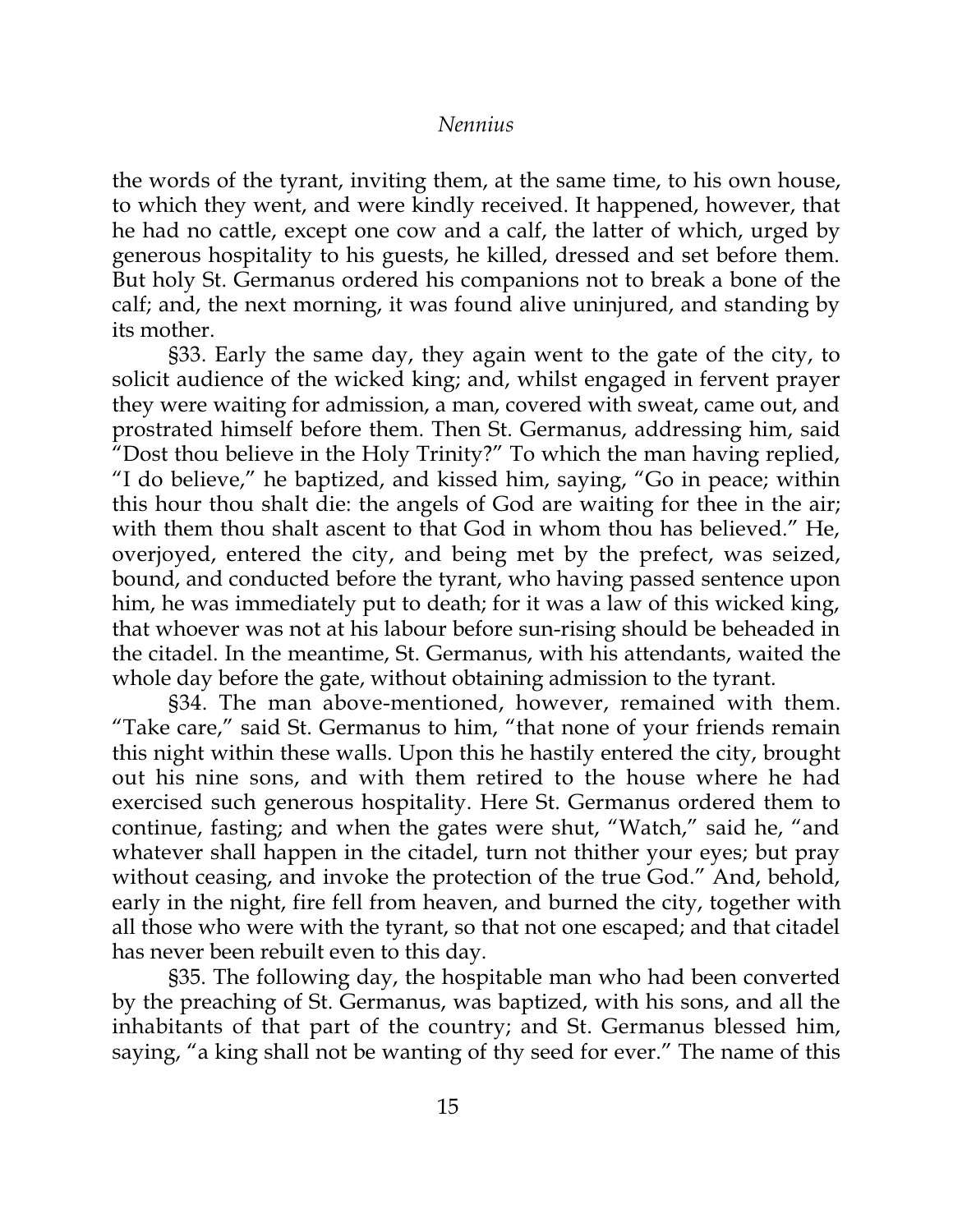the words of the tyrant, inviting them, at the same time, to his own house, to which they went, and were kindly received. It happened, however, that he had no cattle, except one cow and a calf, the latter of which, urged by generous hospitality to his guests, he killed, dressed and set before them. But holy St. Germanus ordered his companions not to break a bone of the calf; and, the next morning, it was found alive uninjured, and standing by its mother.

§33. Early the same day, they again went to the gate of the city, to solicit audience of the wicked king; and, whilst engaged in fervent prayer they were waiting for admission, a man, covered with sweat, came out, and prostrated himself before them. Then St. Germanus, addressing him, said "Dost thou believe in the Holy Trinity?" To which the man having replied, "I do believe," he baptized, and kissed him, saying, "Go in peace; within this hour thou shalt die: the angels of God are waiting for thee in the air; with them thou shalt ascent to that God in whom thou has believed." He, overjoyed, entered the city, and being met by the prefect, was seized, bound, and conducted before the tyrant, who having passed sentence upon him, he was immediately put to death; for it was a law of this wicked king, that whoever was not at his labour before sun-rising should be beheaded in the citadel. In the meantime, St. Germanus, with his attendants, waited the whole day before the gate, without obtaining admission to the tyrant.

§34. The man above-mentioned, however, remained with them. "Take care," said St. Germanus to him, "that none of your friends remain this night within these walls. Upon this he hastily entered the city, brought out his nine sons, and with them retired to the house where he had exercised such generous hospitality. Here St. Germanus ordered them to continue, fasting; and when the gates were shut, "Watch," said he, "and whatever shall happen in the citadel, turn not thither your eyes; but pray without ceasing, and invoke the protection of the true God." And, behold, early in the night, fire fell from heaven, and burned the city, together with all those who were with the tyrant, so that not one escaped; and that citadel has never been rebuilt even to this day.

§35. The following day, the hospitable man who had been converted by the preaching of St. Germanus, was baptized, with his sons, and all the inhabitants of that part of the country; and St. Germanus blessed him, saying, "a king shall not be wanting of thy seed for ever." The name of this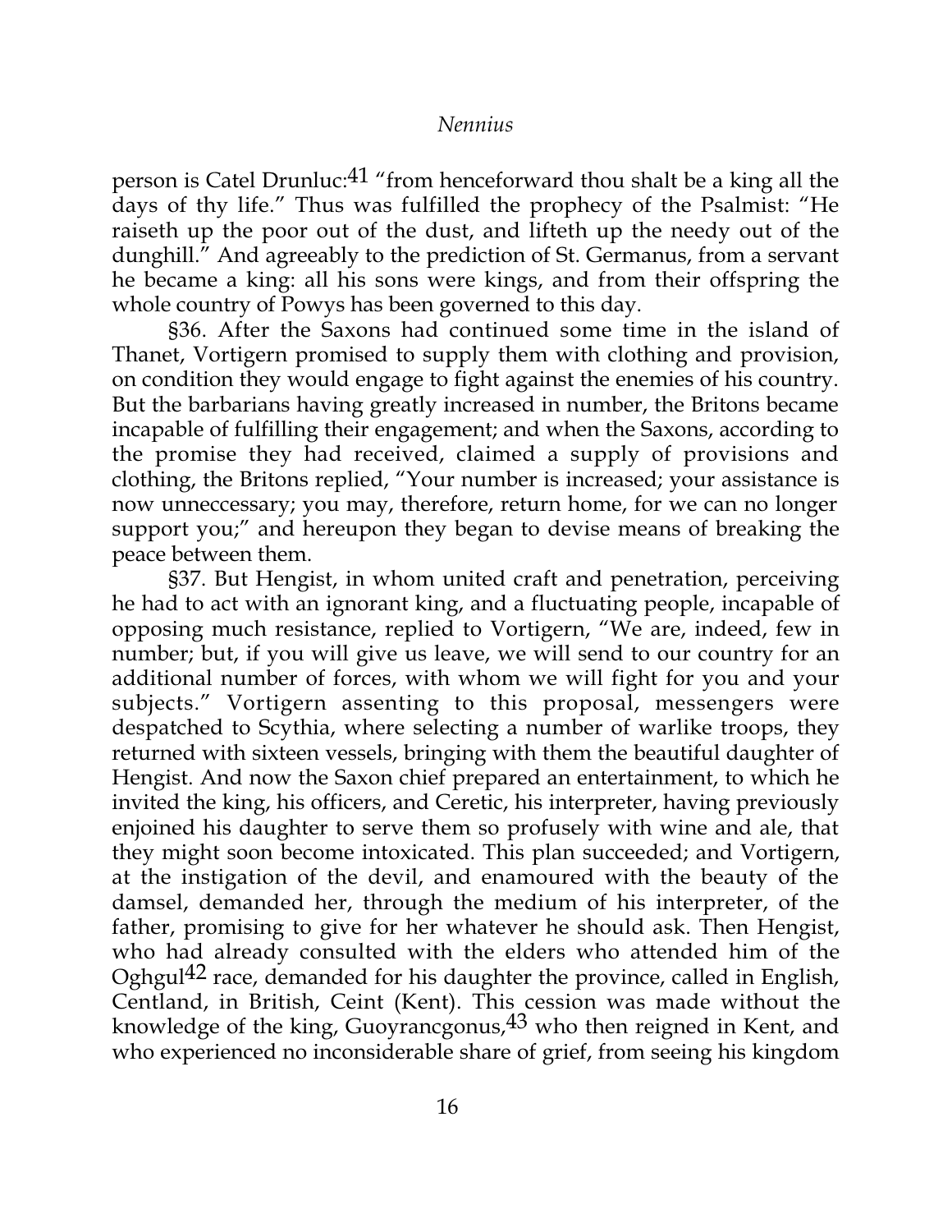person is Catel Drunluc:[41] "from henceforward thou shalt be a king all the days of thy life." Thus was fulfilled the prophecy of the Psalmist: "He raiseth up the poor out of the dust, and lifteth up the needy out of the dunghill." And agreeably to the prediction of St. Germanus, from a servant he became a king: all his sons were kings, and from their offspring the whole country of Powys has been governed to this day.

§36. After the Saxons had continued some time in the island of Thanet, Vortigern promised to supply them with clothing and provision, on condition they would engage to fight against the enemies of his country. But the barbarians having greatly increased in number, the Britons became incapable of fulfilling their engagement; and when the Saxons, according to the promise they had received, claimed a supply of provisions and clothing, the Britons replied, "Your number is increased; your assistance is now unneccessary; you may, therefore, return home, for we can no longer support you;" and hereupon they began to devise means of breaking the peace between them.

§37. But Hengist, in whom united craft and penetration, perceiving he had to act with an ignorant king, and a fluctuating people, incapable of opposing much resistance, replied to Vortigern, "We are, indeed, few in number; but, if you will give us leave, we will send to our country for an additional number of forces, with whom we will fight for you and your subjects." Vortigern assenting to this proposal, messengers were despatched to Scythia, where selecting a number of warlike troops, they returned with sixteen vessels, bringing with them the beautiful daughter of Hengist. And now the Saxon chief prepared an entertainment, to which he invited the king, his officers, and Ceretic, his interpreter, having previously enjoined his daughter to serve them so profusely with wine and ale, that they might soon become intoxicated. This plan succeeded; and Vortigern, at the instigation of the devil, and enamoured with the beauty of the damsel, demanded her, through the medium of his interpreter, of the father, promising to give for her whatever he should ask. Then Hengist, who had already consulted with the elders who attended him of the Oghgul[42] race, demanded for his daughter the province, called in English, Centland, in British, Ceint (Kent). This cession was made without the knowledge of the king, Guoyrancgonus,[43] who then reigned in Kent, and who experienced no inconsiderable share of grief, from seeing his kingdom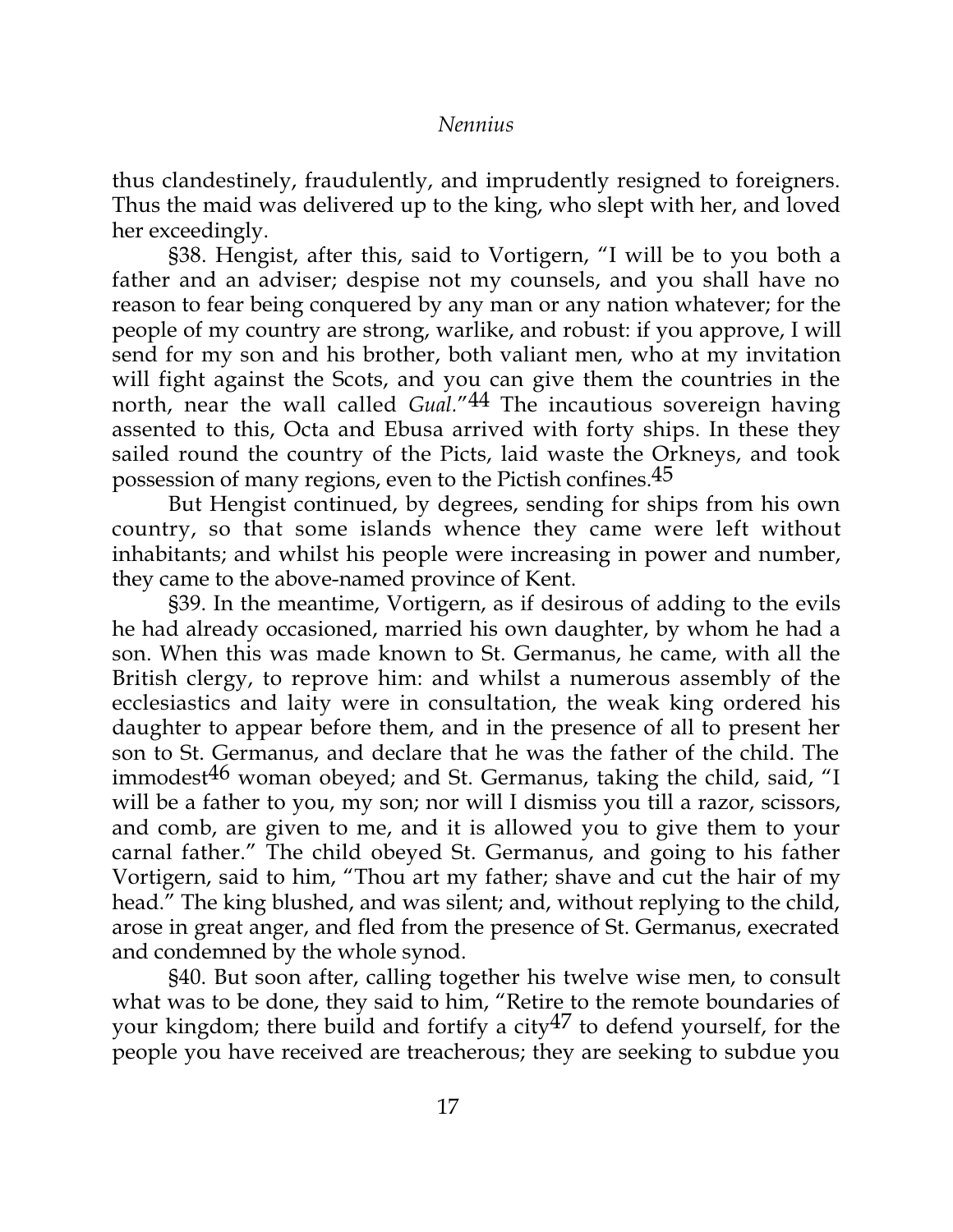thus clandestinely, fraudulently, and imprudently resigned to foreigners. Thus the maid was delivered up to the king, who slept with her, and loved her exceedingly.

§38. Hengist, after this, said to Vortigern, "I will be to you both a father and an adviser; despise not my counsels, and you shall have no reason to fear being conquered by any man or any nation whatever; for the people of my country are strong, warlike, and robust: if you approve, I will send for my son and his brother, both valiant men, who at my invitation will fight against the Scots, and you can give them the countries in the north, near the wall called *Gual*."[44] The incautious sovereign having assented to this, Octa and Ebusa arrived with forty ships. In these they sailed round the country of the Picts, laid waste the Orkneys, and took possession of many regions, even to the Pictish confines.[45]

But Hengist continued, by degrees, sending for ships from his own country, so that some islands whence they came were left without inhabitants; and whilst his people were increasing in power and number, they came to the above-named province of Kent.

§39. In the meantime, Vortigern, as if desirous of adding to the evils he had already occasioned, married his own daughter, by whom he had a son. When this was made known to St. Germanus, he came, with all the British clergy, to reprove him: and whilst a numerous assembly of the ecclesiastics and laity were in consultation, the weak king ordered his daughter to appear before them, and in the presence of all to present her son to St. Germanus, and declare that he was the father of the child. The immodest[46] woman obeyed; and St. Germanus, taking the child, said, "I will be a father to you, my son; nor will I dismiss you till a razor, scissors, and comb, are given to me, and it is allowed you to give them to your carnal father." The child obeyed St. Germanus, and going to his father Vortigern, said to him, "Thou art my father; shave and cut the hair of my head." The king blushed, and was silent; and, without replying to the child, arose in great anger, and fled from the presence of St. Germanus, execrated and condemned by the whole synod.

§40. But soon after, calling together his twelve wise men, to consult what was to be done, they said to him, "Retire to the remote boundaries of your kingdom; there build and fortify a city[47] to defend yourself, for the people you have received are treacherous; they are seeking to subdue you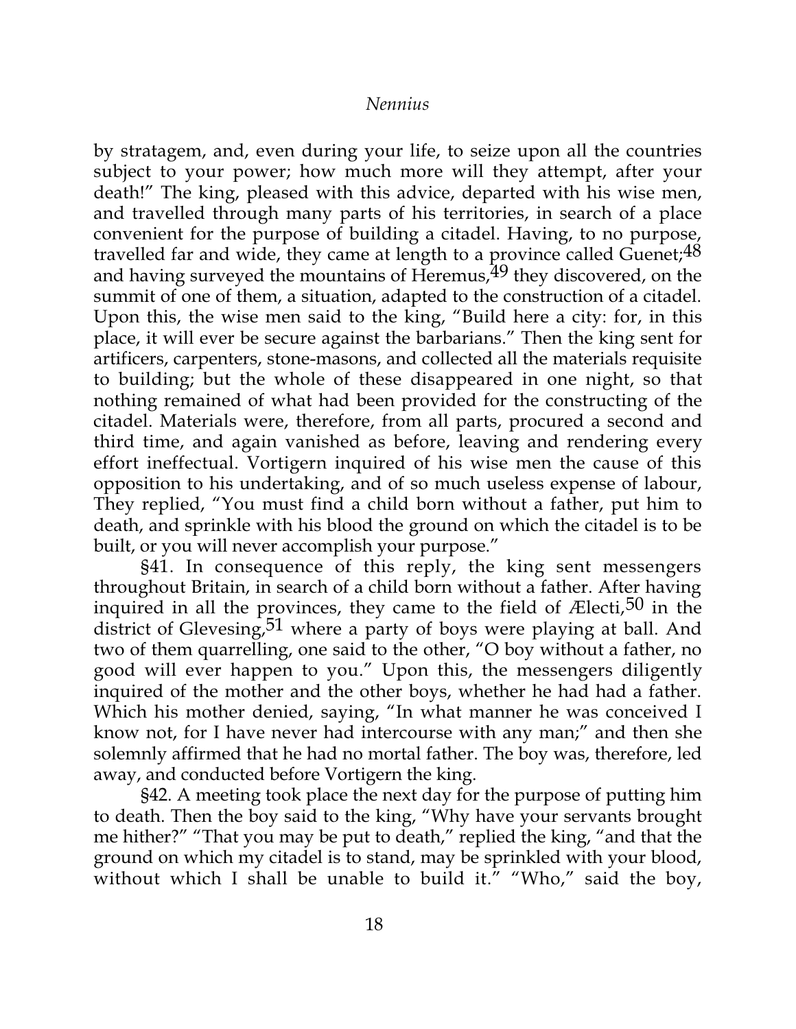by stratagem, and, even during your life, to seize upon all the countries subject to your power; how much more will they attempt, after your death!" The king, pleased with this advice, departed with his wise men, and travelled through many parts of his territories, in search of a place convenient for the purpose of building a citadel. Having, to no purpose, travelled far and wide, they came at length to a province called Guenet;[48] and having surveyed the mountains of Heremus,[49] they discovered, on the summit of one of them, a situation, adapted to the construction of a citadel. Upon this, the wise men said to the king, "Build here a city: for, in this place, it will ever be secure against the barbarians." Then the king sent for artificers, carpenters, stone-masons, and collected all the materials requisite to building; but the whole of these disappeared in one night, so that nothing remained of what had been provided for the constructing of the citadel. Materials were, therefore, from all parts, procured a second and third time, and again vanished as before, leaving and rendering every effort ineffectual. Vortigern inquired of his wise men the cause of this opposition to his undertaking, and of so much useless expense of labour, They replied, "You must find a child born without a father, put him to death, and sprinkle with his blood the ground on which the citadel is to be built, or you will never accomplish your purpose."

§41. In consequence of this reply, the king sent messengers throughout Britain, in search of a child born without a father. After having inquired in all the provinces, they came to the field of Ælecti,[50] in the district of Glevesing,[51] where a party of boys were playing at ball. And two of them quarrelling, one said to the other, "O boy without a father, no good will ever happen to you." Upon this, the messengers diligently inquired of the mother and the other boys, whether he had had a father. Which his mother denied, saying, "In what manner he was conceived I know not, for I have never had intercourse with any man;" and then she solemnly affirmed that he had no mortal father. The boy was, therefore, led away, and conducted before Vortigern the king.

§42. A meeting took place the next day for the purpose of putting him to death. Then the boy said to the king, "Why have your servants brought me hither?" "That you may be put to death," replied the king, "and that the ground on which my citadel is to stand, may be sprinkled with your blood, without which I shall be unable to build it." "Who," said the boy,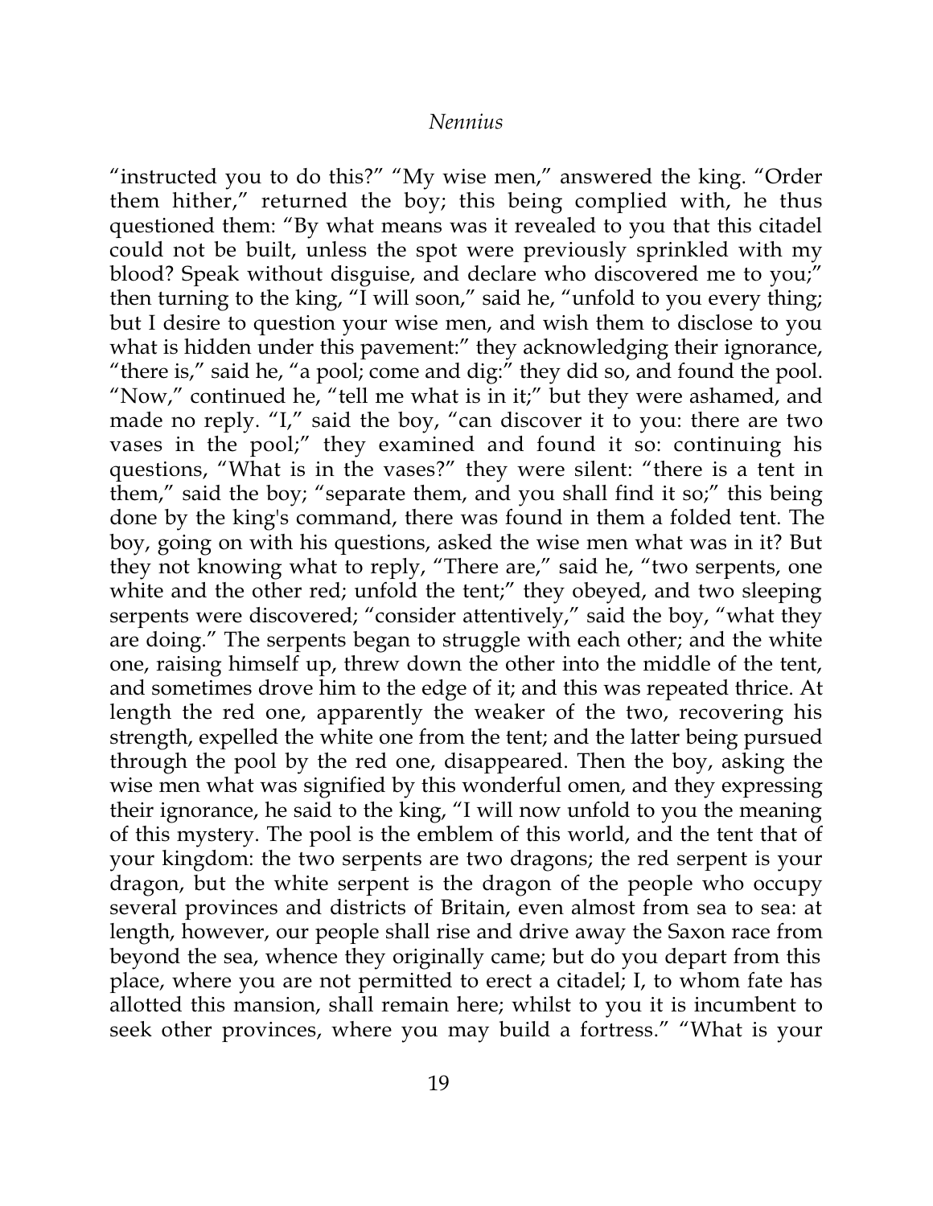"instructed you to do this?" "My wise men," answered the king. "Order them hither," returned the boy; this being complied with, he thus questioned them: "By what means was it revealed to you that this citadel could not be built, unless the spot were previously sprinkled with my blood? Speak without disguise, and declare who discovered me to you;" then turning to the king, "I will soon," said he, "unfold to you every thing; but I desire to question your wise men, and wish them to disclose to you what is hidden under this pavement:" they acknowledging their ignorance, "there is," said he, "a pool; come and dig:" they did so, and found the pool. "Now," continued he, "tell me what is in it;" but they were ashamed, and made no reply. "I," said the boy, "can discover it to you: there are two vases in the pool;" they examined and found it so: continuing his questions, "What is in the vases?" they were silent: "there is a tent in them," said the boy; "separate them, and you shall find it so;" this being done by the king's command, there was found in them a folded tent. The boy, going on with his questions, asked the wise men what was in it? But they not knowing what to reply, "There are," said he, "two serpents, one white and the other red; unfold the tent;" they obeyed, and two sleeping serpents were discovered; "consider attentively," said the boy, "what they are doing." The serpents began to struggle with each other; and the white one, raising himself up, threw down the other into the middle of the tent, and sometimes drove him to the edge of it; and this was repeated thrice. At length the red one, apparently the weaker of the two, recovering his strength, expelled the white one from the tent; and the latter being pursued through the pool by the red one, disappeared. Then the boy, asking the wise men what was signified by this wonderful omen, and they expressing their ignorance, he said to the king, "I will now unfold to you the meaning of this mystery. The pool is the emblem of this world, and the tent that of your kingdom: the two serpents are two dragons; the red serpent is your dragon, but the white serpent is the dragon of the people who occupy several provinces and districts of Britain, even almost from sea to sea: at length, however, our people shall rise and drive away the Saxon race from beyond the sea, whence they originally came; but do you depart from this place, where you are not permitted to erect a citadel; I, to whom fate has allotted this mansion, shall remain here; whilst to you it is incumbent to seek other provinces, where you may build a fortress." "What is your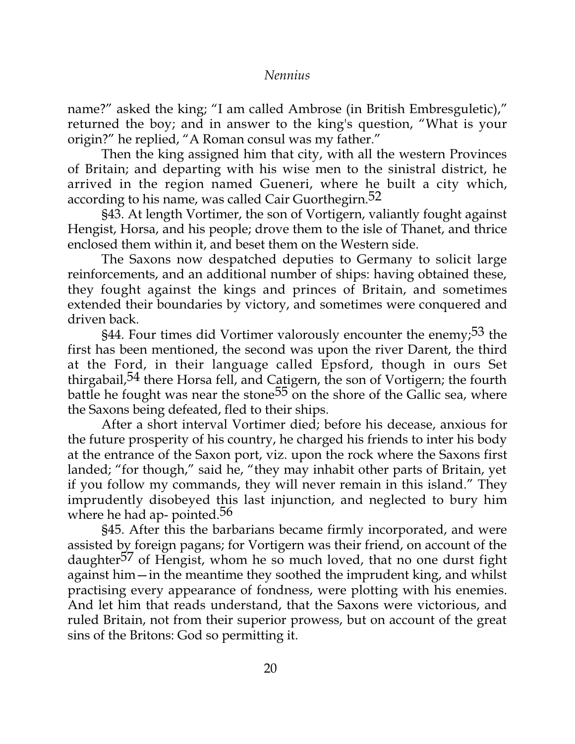name?" asked the king; "I am called Ambrose (in British Embresguletic)," returned the boy; and in answer to the king's question, "What is your origin?" he replied, "A Roman consul was my father."

Then the king assigned him that city, with all the western Provinces of Britain; and departing with his wise men to the sinistral district, he arrived in the region named Gueneri, where he built a city which, according to his name, was called Cair Guorthegirn.[52]

§43. At length Vortimer, the son of Vortigern, valiantly fought against Hengist, Horsa, and his people; drove them to the isle of Thanet, and thrice enclosed them within it, and beset them on the Western side.

The Saxons now despatched deputies to Germany to solicit large reinforcements, and an additional number of ships: having obtained these, they fought against the kings and princes of Britain, and sometimes extended their boundaries by victory, and sometimes were conquered and driven back.

§44. Four times did Vortimer valorously encounter the enemy;[53] the first has been mentioned, the second was upon the river Darent, the third at the Ford, in their language called Epsford, though in ours Set thirgabail,[54] there Horsa fell, and Catigern, the son of Vortigern; the fourth battle he fought was near the stone[55] on the shore of the Gallic sea, where the Saxons being defeated, fled to their ships.

After a short interval Vortimer died; before his decease, anxious for the future prosperity of his country, he charged his friends to inter his body at the entrance of the Saxon port, viz. upon the rock where the Saxons first landed; "for though," said he, "they may inhabit other parts of Britain, yet if you follow my commands, they will never remain in this island." They imprudently disobeyed this last injunction, and neglected to bury him where he had ap- pointed.[56]

§45. After this the barbarians became firmly incorporated, and were assisted by foreign pagans; for Vortigern was their friend, on account of the daughter[57] of Hengist, whom he so much loved, that no one durst fight against him—in the meantime they soothed the imprudent king, and whilst practising every appearance of fondness, were plotting with his enemies. And let him that reads understand, that the Saxons were victorious, and ruled Britain, not from their superior prowess, but on account of the great sins of the Britons: God so permitting it.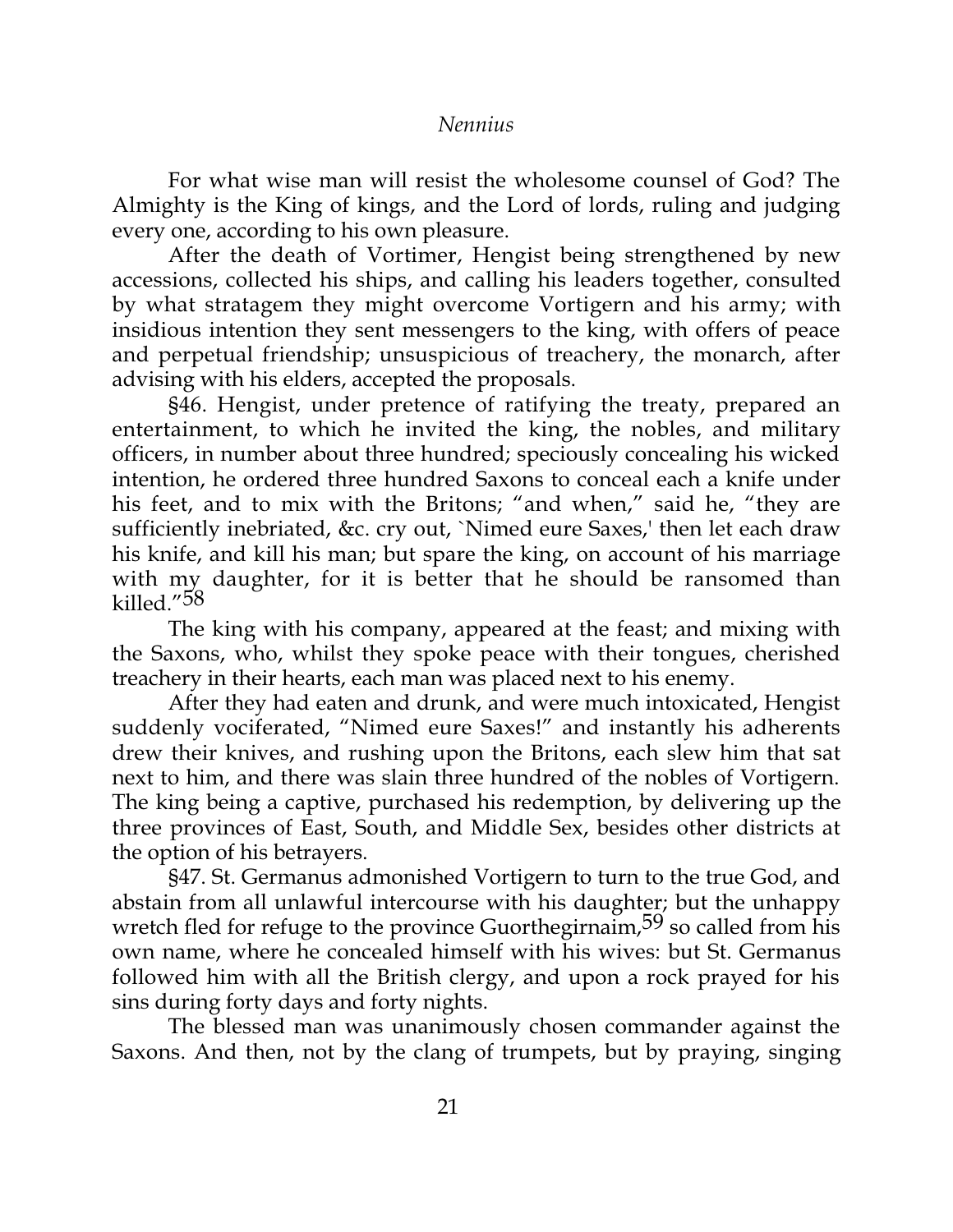For what wise man will resist the wholesome counsel of God? The Almighty is the King of kings, and the Lord of lords, ruling and judging every one, according to his own pleasure.

After the death of Vortimer, Hengist being strengthened by new accessions, collected his ships, and calling his leaders together, consulted by what stratagem they might overcome Vortigern and his army; with insidious intention they sent messengers to the king, with offers of peace and perpetual friendship; unsuspicious of treachery, the monarch, after advising with his elders, accepted the proposals.

§46. Hengist, under pretence of ratifying the treaty, prepared an entertainment, to which he invited the king, the nobles, and military officers, in number about three hundred; speciously concealing his wicked intention, he ordered three hundred Saxons to conceal each a knife under his feet, and to mix with the Britons; "and when," said he, "they are sufficiently inebriated, &c. cry out, `Nimed eure Saxes,' then let each draw his knife, and kill his man; but spare the king, on account of his marriage with my daughter, for it is better that he should be ransomed than killed."[58]

The king with his company, appeared at the feast; and mixing with the Saxons, who, whilst they spoke peace with their tongues, cherished treachery in their hearts, each man was placed next to his enemy.

After they had eaten and drunk, and were much intoxicated, Hengist suddenly vociferated, "Nimed eure Saxes!" and instantly his adherents drew their knives, and rushing upon the Britons, each slew him that sat next to him, and there was slain three hundred of the nobles of Vortigern. The king being a captive, purchased his redemption, by delivering up the three provinces of East, South, and Middle Sex, besides other districts at the option of his betrayers.

§47. St. Germanus admonished Vortigern to turn to the true God, and abstain from all unlawful intercourse with his daughter; but the unhappy wretch fled for refuge to the province Guorthegirnaim,[59] so called from his own name, where he concealed himself with his wives: but St. Germanus followed him with all the British clergy, and upon a rock prayed for his sins during forty days and forty nights.

The blessed man was unanimously chosen commander against the Saxons. And then, not by the clang of trumpets, but by praying, singing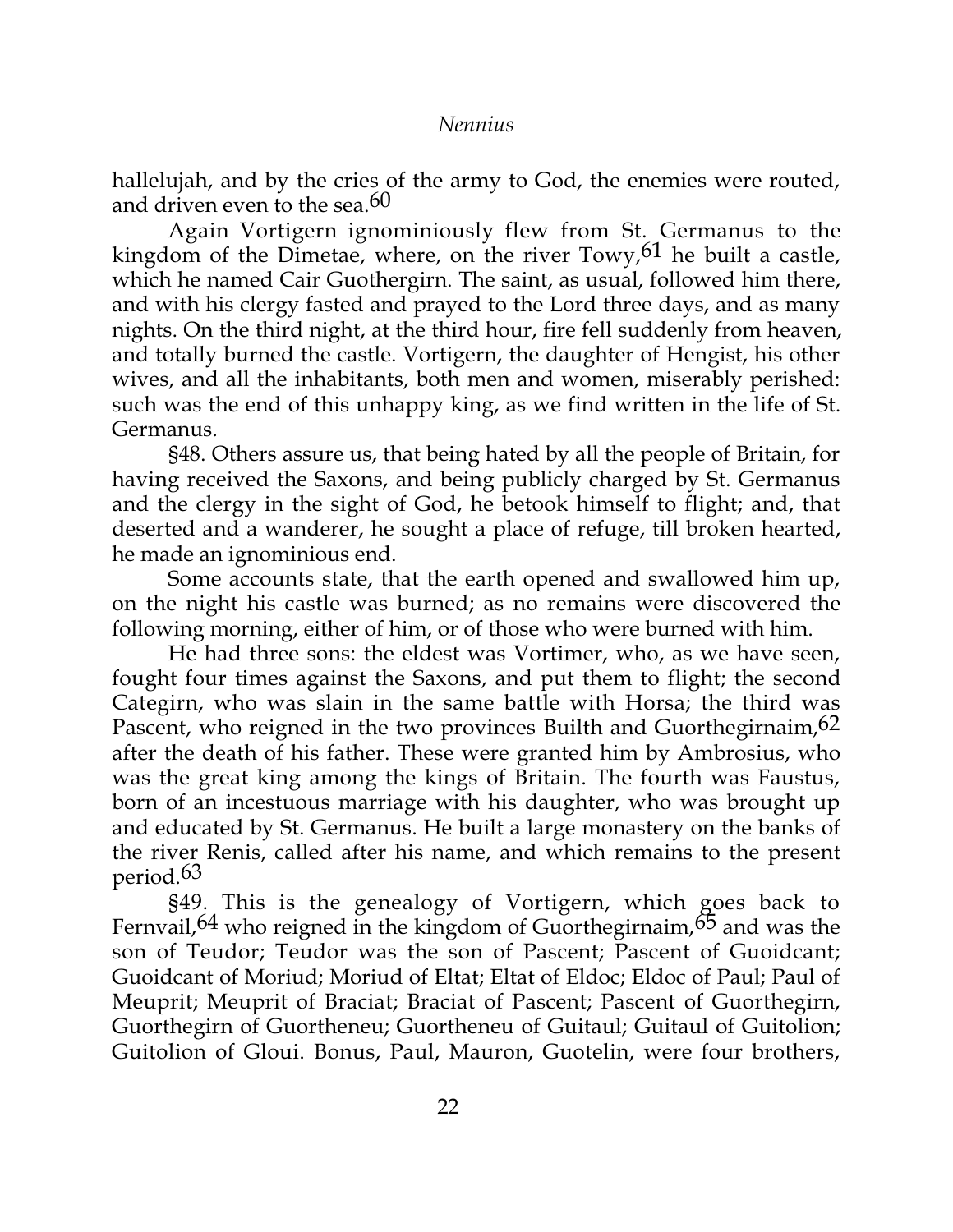hallelujah, and by the cries of the army to God, the enemies were routed, and driven even to the sea.[60]

Again Vortigern ignominiously flew from St. Germanus to the kingdom of the Dimetae, where, on the river Towy,[61] he built a castle, which he named Cair Guothergirn. The saint, as usual, followed him there, and with his clergy fasted and prayed to the Lord three days, and as many nights. On the third night, at the third hour, fire fell suddenly from heaven, and totally burned the castle. Vortigern, the daughter of Hengist, his other wives, and all the inhabitants, both men and women, miserably perished: such was the end of this unhappy king, as we find written in the life of St. Germanus.

§48. Others assure us, that being hated by all the people of Britain, for having received the Saxons, and being publicly charged by St. Germanus and the clergy in the sight of God, he betook himself to flight; and, that deserted and a wanderer, he sought a place of refuge, till broken hearted, he made an ignominious end.

Some accounts state, that the earth opened and swallowed him up, on the night his castle was burned; as no remains were discovered the following morning, either of him, or of those who were burned with him.

He had three sons: the eldest was Vortimer, who, as we have seen, fought four times against the Saxons, and put them to flight; the second Categirn, who was slain in the same battle with Horsa; the third was Pascent, who reigned in the two provinces Builth and Guorthegirnaim,[62] after the death of his father. These were granted him by Ambrosius, who was the great king among the kings of Britain. The fourth was Faustus, born of an incestuous marriage with his daughter, who was brought up and educated by St. Germanus. He built a large monastery on the banks of the river Renis, called after his name, and which remains to the present period.[63]

§49. This is the genealogy of Vortigern, which goes back to Fernvail,[64] who reigned in the kingdom of Guorthegirnaim,[65] and was the son of Teudor; Teudor was the son of Pascent; Pascent of Guoidcant; Guoidcant of Moriud; Moriud of Eltat; Eltat of Eldoc; Eldoc of Paul; Paul of Meuprit; Meuprit of Braciat; Braciat of Pascent; Pascent of Guorthegirn, Guorthegirn of Guortheneu; Guortheneu of Guitaul; Guitaul of Guitolion; Guitolion of Gloui. Bonus, Paul, Mauron, Guotelin, were four brothers,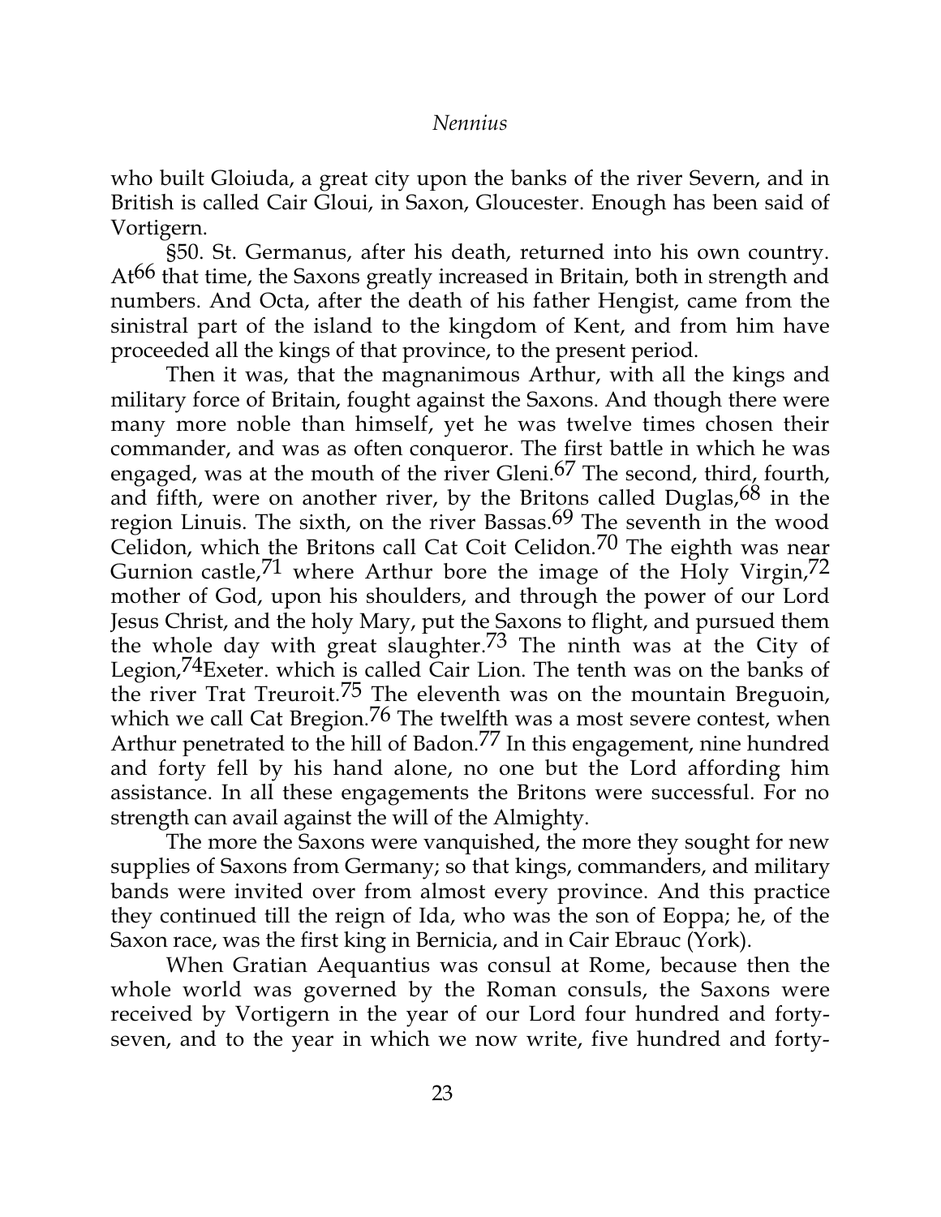who built Gloiuda, a great city upon the banks of the river Severn, and in British is called Cair Gloui, in Saxon, Gloucester. Enough has been said of Vortigern.

§50. St. Germanus, after his death, returned into his own country. At[66] that time, the Saxons greatly increased in Britain, both in strength and numbers. And Octa, after the death of his father Hengist, came from the sinistral part of the island to the kingdom of Kent, and from him have proceeded all the kings of that province, to the present period.

Then it was, that the magnanimous Arthur, with all the kings and military force of Britain, fought against the Saxons. And though there were many more noble than himself, yet he was twelve times chosen their commander, and was as often conqueror. The first battle in which he was engaged, was at the mouth of the river Gleni.[67] The second, third, fourth, and fifth, were on another river, by the Britons called Duglas,[68] in the region Linuis. The sixth, on the river Bassas.[69] The seventh in the wood Celidon, which the Britons call Cat Coit Celidon.[70] The eighth was near Gurnion castle,[71] where Arthur bore the image of the Holy Virgin,[72] mother of God, upon his shoulders, and through the power of our Lord Jesus Christ, and the holy Mary, put the Saxons to flight, and pursued them the whole day with great slaughter.[73] The ninth was at the City of Legion,[74]Exeter. which is called Cair Lion. The tenth was on the banks of the river Trat Treuroit.[75] The eleventh was on the mountain Breguoin, which we call Cat Bregion.[76] The twelfth was a most severe contest, when Arthur penetrated to the hill of Badon.[77] In this engagement, nine hundred and forty fell by his hand alone, no one but the Lord affording him assistance. In all these engagements the Britons were successful. For no strength can avail against the will of the Almighty.

The more the Saxons were vanquished, the more they sought for new supplies of Saxons from Germany; so that kings, commanders, and military bands were invited over from almost every province. And this practice they continued till the reign of Ida, who was the son of Eoppa; he, of the Saxon race, was the first king in Bernicia, and in Cair Ebrauc (York).

When Gratian Aequantius was consul at Rome, because then the whole world was governed by the Roman consuls, the Saxons were received by Vortigern in the year of our Lord four hundred and forty-seven, and to the year in which we now write, five hundred and forty-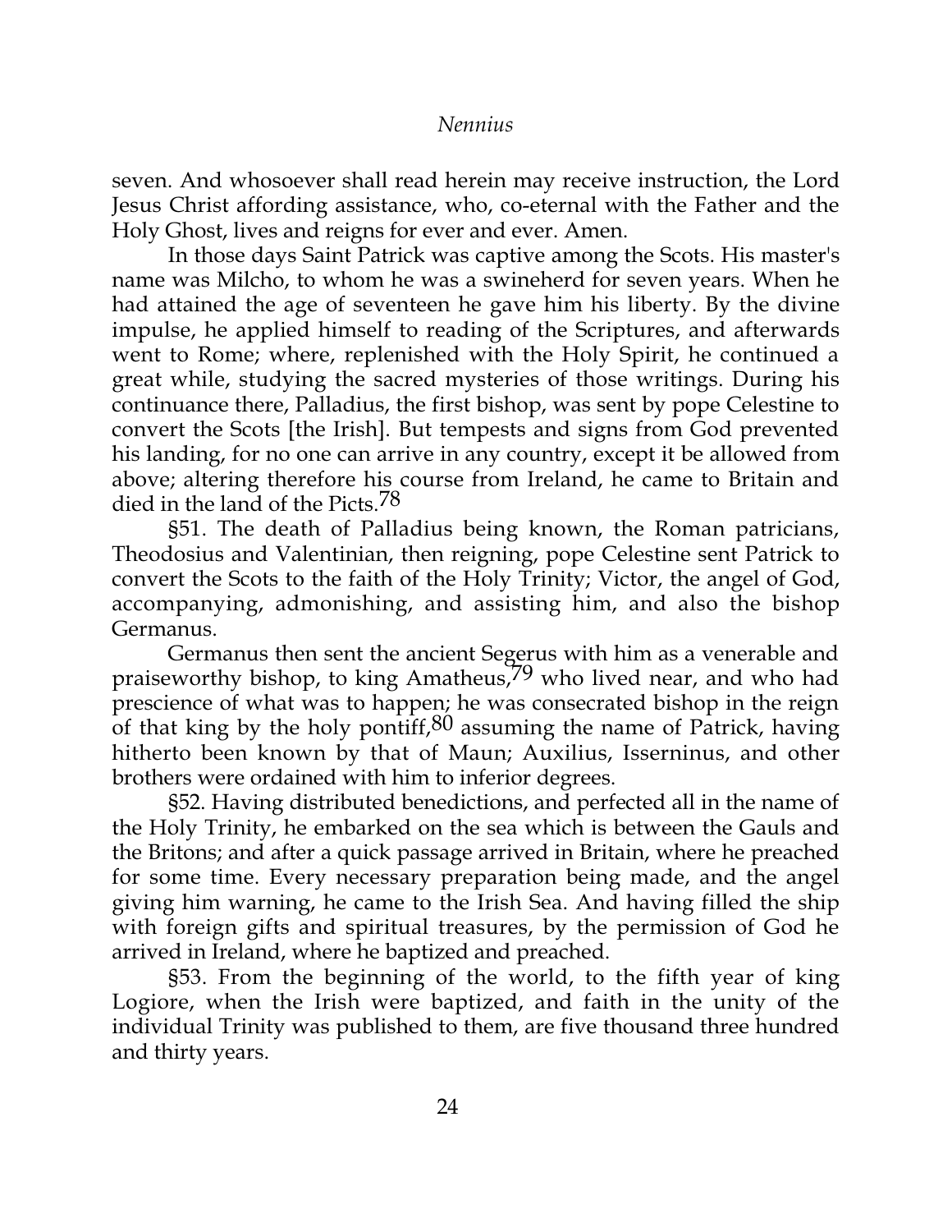seven. And whosoever shall read herein may receive instruction, the Lord Jesus Christ affording assistance, who, co-eternal with the Father and the Holy Ghost, lives and reigns for ever and ever. Amen.

In those days Saint Patrick was captive among the Scots. His master's name was Milcho, to whom he was a swineherd for seven years. When he had attained the age of seventeen he gave him his liberty. By the divine impulse, he applied himself to reading of the Scriptures, and afterwards went to Rome; where, replenished with the Holy Spirit, he continued a great while, studying the sacred mysteries of those writings. During his continuance there, Palladius, the first bishop, was sent by pope Celestine to convert the Scots [the Irish]. But tempests and signs from God prevented his landing, for no one can arrive in any country, except it be allowed from above; altering therefore his course from Ireland, he came to Britain and died in the land of the Picts.[78]

§51. The death of Palladius being known, the Roman patricians, Theodosius and Valentinian, then reigning, pope Celestine sent Patrick to convert the Scots to the faith of the Holy Trinity; Victor, the angel of God, accompanying, admonishing, and assisting him, and also the bishop Germanus.

Germanus then sent the ancient Segerus with him as a venerable and praiseworthy bishop, to king Amatheus,[79] who lived near, and who had prescience of what was to happen; he was consecrated bishop in the reign of that king by the holy pontiff,[80] assuming the name of Patrick, having hitherto been known by that of Maun; Auxilius, Isserninus, and other brothers were ordained with him to inferior degrees.

§52. Having distributed benedictions, and perfected all in the name of the Holy Trinity, he embarked on the sea which is between the Gauls and the Britons; and after a quick passage arrived in Britain, where he preached for some time. Every necessary preparation being made, and the angel giving him warning, he came to the Irish Sea. And having filled the ship with foreign gifts and spiritual treasures, by the permission of God he arrived in Ireland, where he baptized and preached.

§53. From the beginning of the world, to the fifth year of king Logiore, when the Irish were baptized, and faith in the unity of the individual Trinity was published to them, are five thousand three hundred and thirty years.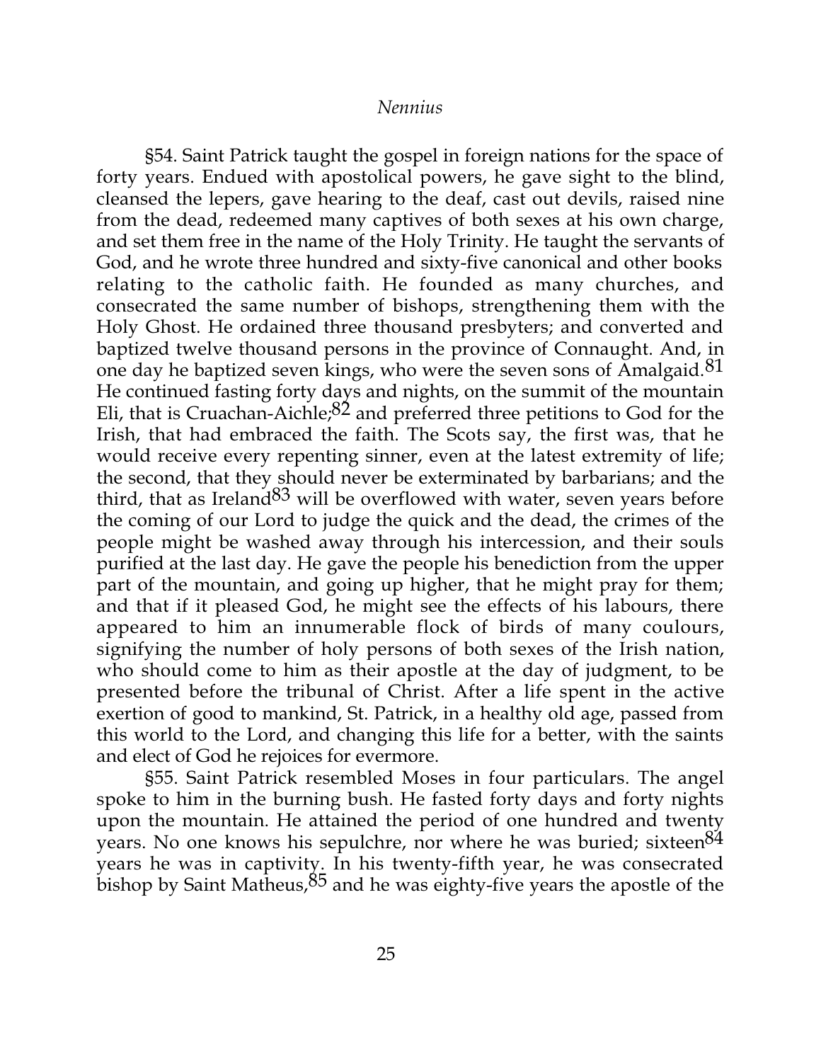§54. Saint Patrick taught the gospel in foreign nations for the space of forty years. Endued with apostolical powers, he gave sight to the blind, cleansed the lepers, gave hearing to the deaf, cast out devils, raised nine from the dead, redeemed many captives of both sexes at his own charge, and set them free in the name of the Holy Trinity. He taught the servants of God, and he wrote three hundred and sixty-five canonical and other books relating to the catholic faith. He founded as many churches, and consecrated the same number of bishops, strengthening them with the Holy Ghost. He ordained three thousand presbyters; and converted and baptized twelve thousand persons in the province of Connaught. And, in one day he baptized seven kings, who were the seven sons of Amalgaid.[81] He continued fasting forty days and nights, on the summit of the mountain Eli, that is Cruachan-Aichle;[82] and preferred three petitions to God for the Irish, that had embraced the faith. The Scots say, the first was, that he would receive every repenting sinner, even at the latest extremity of life; the second, that they should never be exterminated by barbarians; and the third, that as Ireland[83] will be overflowed with water, seven years before the coming of our Lord to judge the quick and the dead, the crimes of the people might be washed away through his intercession, and their souls purified at the last day. He gave the people his benediction from the upper part of the mountain, and going up higher, that he might pray for them; and that if it pleased God, he might see the effects of his labours, there appeared to him an innumerable flock of birds of many coulours, signifying the number of holy persons of both sexes of the Irish nation, who should come to him as their apostle at the day of judgment, to be presented before the tribunal of Christ. After a life spent in the active exertion of good to mankind, St. Patrick, in a healthy old age, passed from this world to the Lord, and changing this life for a better, with the saints and elect of God he rejoices for evermore.

§55. Saint Patrick resembled Moses in four particulars. The angel spoke to him in the burning bush. He fasted forty days and forty nights upon the mountain. He attained the period of one hundred and twenty years. No one knows his sepulchre, nor where he was buried; sixteen[84] years he was in captivity. In his twenty-fifth year, he was consecrated bishop by Saint Matheus,[85] and he was eighty-five years the apostle of the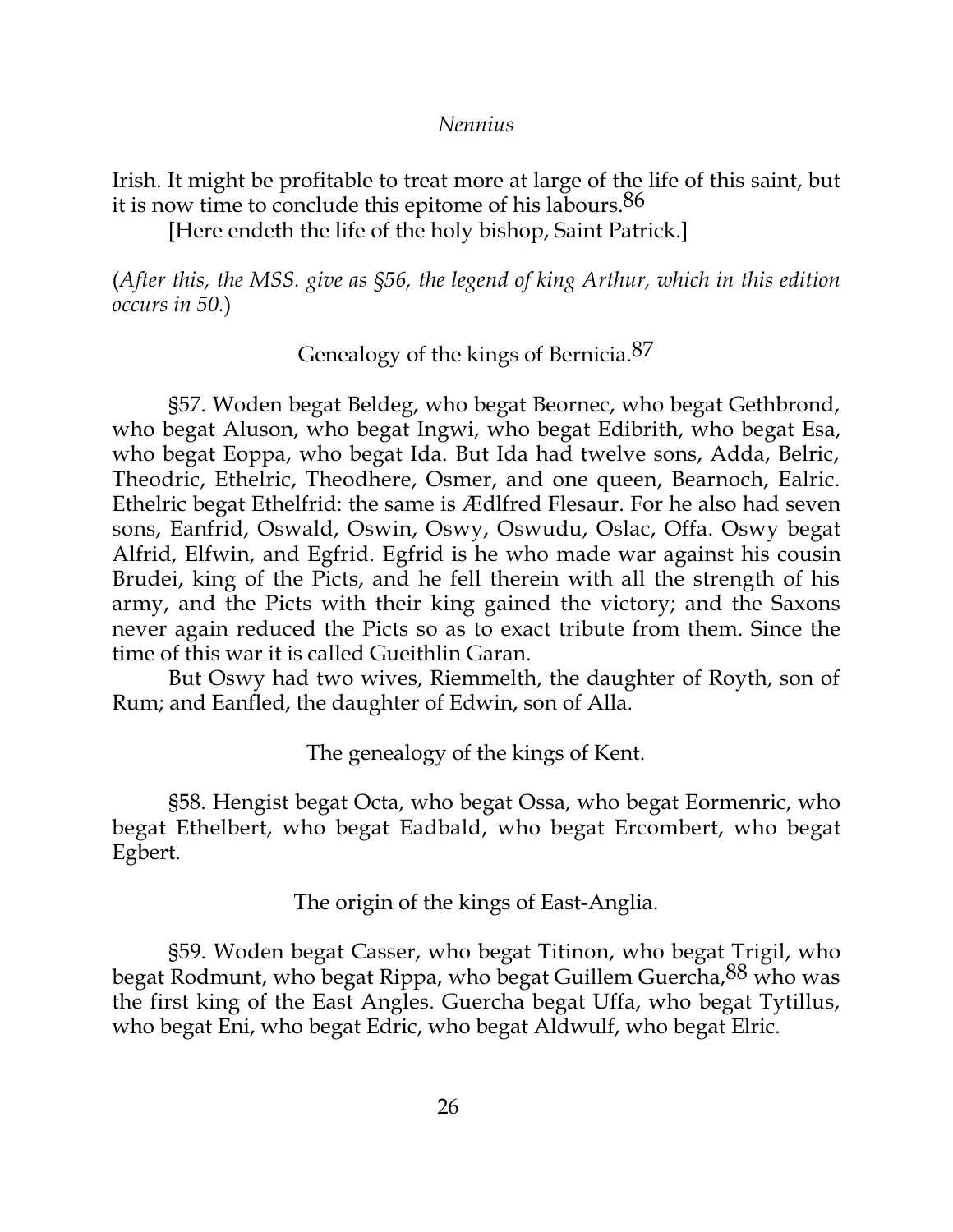Irish. It might be profitable to treat more at large of the life of this saint, but it is now time to conclude this epitome of his labours.[86]

[Here endeth the life of the holy bishop, Saint Patrick.]

(*After this, the MSS. give as §56, the legend of king Arthur, which in this edition occurs in 50.*)

## Genealogy of the kings of Bernicia.[87]

§57. Woden begat Beldeg, who begat Beornec, who begat Gethbrond, who begat Aluson, who begat Ingwi, who begat Edibrith, who begat Esa, who begat Eoppa, who begat Ida. But Ida had twelve sons, Adda, Belric, Theodric, Ethelric, Theodhere, Osmer, and one queen, Bearnoch, Ealric. Ethelric begat Ethelfrid: the same is Ædlfred Flesaur. For he also had seven sons, Eanfrid, Oswald, Oswin, Oswy, Oswudu, Oslac, Offa. Oswy begat Alfrid, Elfwin, and Egfrid. Egfrid is he who made war against his cousin Brudei, king of the Picts, and he fell therein with all the strength of his army, and the Picts with their king gained the victory; and the Saxons never again reduced the Picts so as to exact tribute from them. Since the time of this war it is called Gueithlin Garan.

But Oswy had two wives, Riemmelth, the daughter of Royth, son of Rum; and Eanfled, the daughter of Edwin, son of Alla.

## The genealogy of the kings of Kent.

§58. Hengist begat Octa, who begat Ossa, who begat Eormenric, who begat Ethelbert, who begat Eadbald, who begat Ercombert, who begat Egbert.

## The origin of the kings of East-Anglia.

§59. Woden begat Casser, who begat Titinon, who begat Trigil, who begat Rodmunt, who begat Rippa, who begat Guillem Guercha,[88] who was the first king of the East Angles. Guercha begat Uffa, who begat Tytillus, who begat Eni, who begat Edric, who begat Aldwulf, who begat Elric.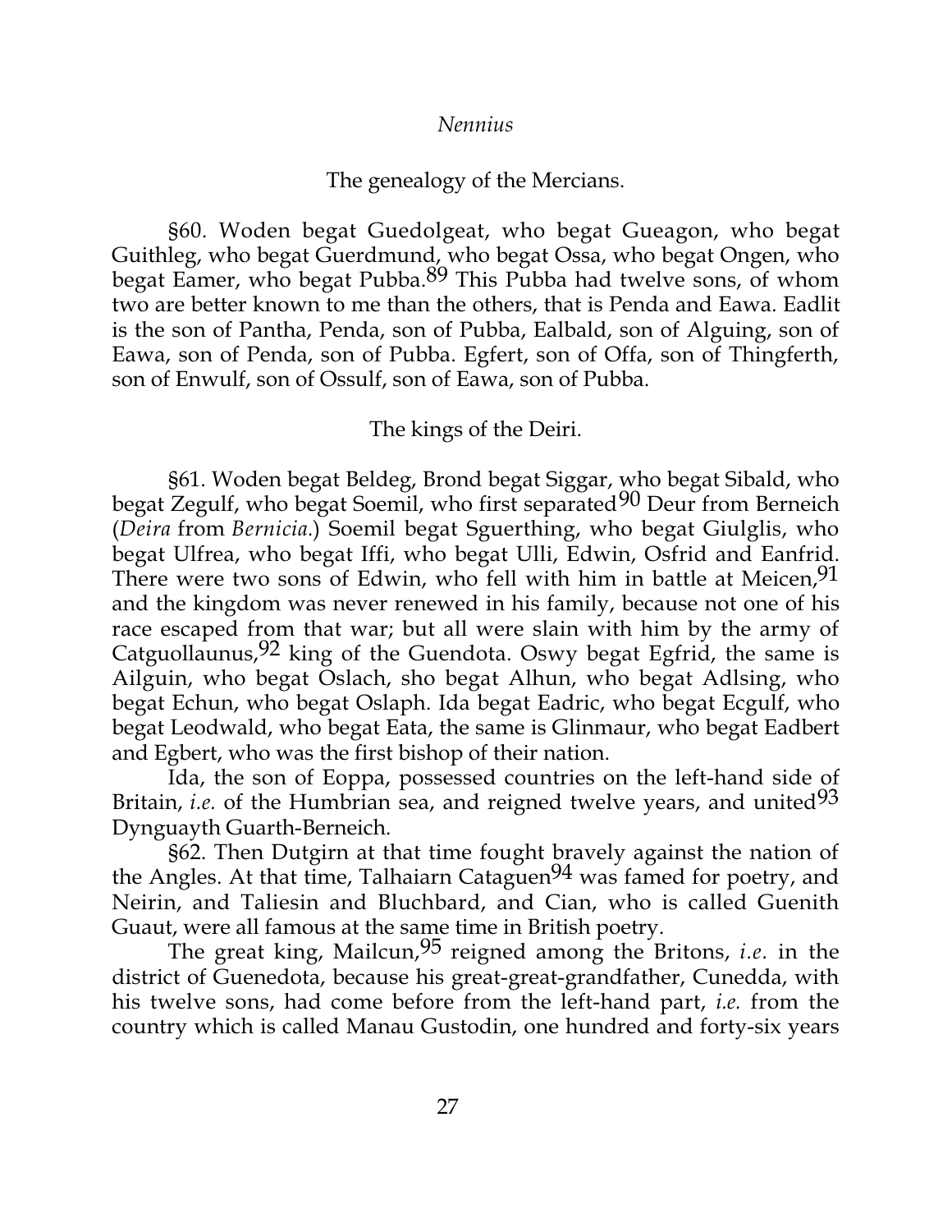## The genealogy of the Mercians.

§60. Woden begat Guedolgeat, who begat Gueagon, who begat Guithleg, who begat Guerdmund, who begat Ossa, who begat Ongen, who begat Eamer, who begat Pubba.[89] This Pubba had twelve sons, of whom two are better known to me than the others, that is Penda and Eawa. Eadlit is the son of Pantha, Penda, son of Pubba, Ealbald, son of Alguing, son of Eawa, son of Penda, son of Pubba. Egfert, son of Offa, son of Thingferth, son of Enwulf, son of Ossulf, son of Eawa, son of Pubba.

## The kings of the Deiri.

§61. Woden begat Beldeg, Brond begat Siggar, who begat Sibald, who begat Zegulf, who begat Soemil, who first separated[90] Deur from Berneich (*Deira* from *Bernicia.*) Soemil begat Sguerthing, who begat Giulglis, who begat Ulfrea, who begat Iffi, who begat Ulli, Edwin, Osfrid and Eanfrid. There were two sons of Edwin, who fell with him in battle at Meicen,[91] and the kingdom was never renewed in his family, because not one of his race escaped from that war; but all were slain with him by the army of Catguollaunus,[92] king of the Guendota. Oswy begat Egfrid, the same is Ailguin, who begat Oslach, sho begat Alhun, who begat Adlsing, who begat Echun, who begat Oslaph. Ida begat Eadric, who begat Ecgulf, who begat Leodwald, who begat Eata, the same is Glinmaur, who begat Eadbert and Egbert, who was the first bishop of their nation.

Ida, the son of Eoppa, possessed countries on the left-hand side of Britain, *i.e.* of the Humbrian sea, and reigned twelve years, and united[93] Dynguayth Guarth-Berneich.

§62. Then Dutgirn at that time fought bravely against the nation of the Angles. At that time, Talhaiarn Cataguen[94] was famed for poetry, and Neirin, and Taliesin and Bluchbard, and Cian, who is called Guenith Guaut, were all famous at the same time in British poetry.

The great king, Mailcun,[95] reigned among the Britons, *i.e.* in the district of Guenedota, because his great-great-grandfather, Cunedda, with his twelve sons, had come before from the left-hand part, *i.e.* from the country which is called Manau Gustodin, one hundred and forty-six years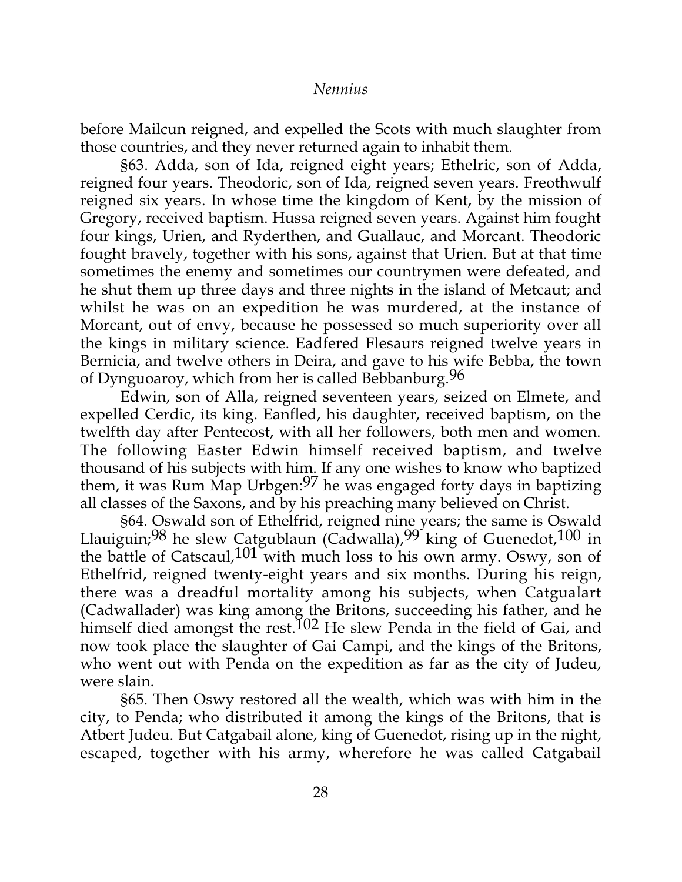before Mailcun reigned, and expelled the Scots with much slaughter from those countries, and they never returned again to inhabit them.

§63. Adda, son of Ida, reigned eight years; Ethelric, son of Adda, reigned four years. Theodoric, son of Ida, reigned seven years. Freothwulf reigned six years. In whose time the kingdom of Kent, by the mission of Gregory, received baptism. Hussa reigned seven years. Against him fought four kings, Urien, and Ryderthen, and Guallauc, and Morcant. Theodoric fought bravely, together with his sons, against that Urien. But at that time sometimes the enemy and sometimes our countrymen were defeated, and he shut them up three days and three nights in the island of Metcaut; and whilst he was on an expedition he was murdered, at the instance of Morcant, out of envy, because he possessed so much superiority over all the kings in military science. Eadfered Flesaurs reigned twelve years in Bernicia, and twelve others in Deira, and gave to his wife Bebba, the town of Dynguoaroy, which from her is called Bebbanburg.[96]

Edwin, son of Alla, reigned seventeen years, seized on Elmete, and expelled Cerdic, its king. Eanfled, his daughter, received baptism, on the twelfth day after Pentecost, with all her followers, both men and women. The following Easter Edwin himself received baptism, and twelve thousand of his subjects with him. If any one wishes to know who baptized them, it was Rum Map Urbgen:[97] he was engaged forty days in baptizing all classes of the Saxons, and by his preaching many believed on Christ.

§64. Oswald son of Ethelfrid, reigned nine years; the same is Oswald Llauiguin;[98] he slew Catgublaun (Cadwalla),[99] king of Guenedot,[100] in the battle of Catscaul,[101] with much loss to his own army. Oswy, son of Ethelfrid, reigned twenty-eight years and six months. During his reign, there was a dreadful mortality among his subjects, when Catgualart (Cadwallader) was king among the Britons, succeeding his father, and he himself died amongst the rest.[102] He slew Penda in the field of Gai, and now took place the slaughter of Gai Campi, and the kings of the Britons, who went out with Penda on the expedition as far as the city of Judeu, were slain.

§65. Then Oswy restored all the wealth, which was with him in the city, to Penda; who distributed it among the kings of the Britons, that is Atbert Judeu. But Catgabail alone, king of Guenedot, rising up in the night, escaped, together with his army, wherefore he was called Catgabail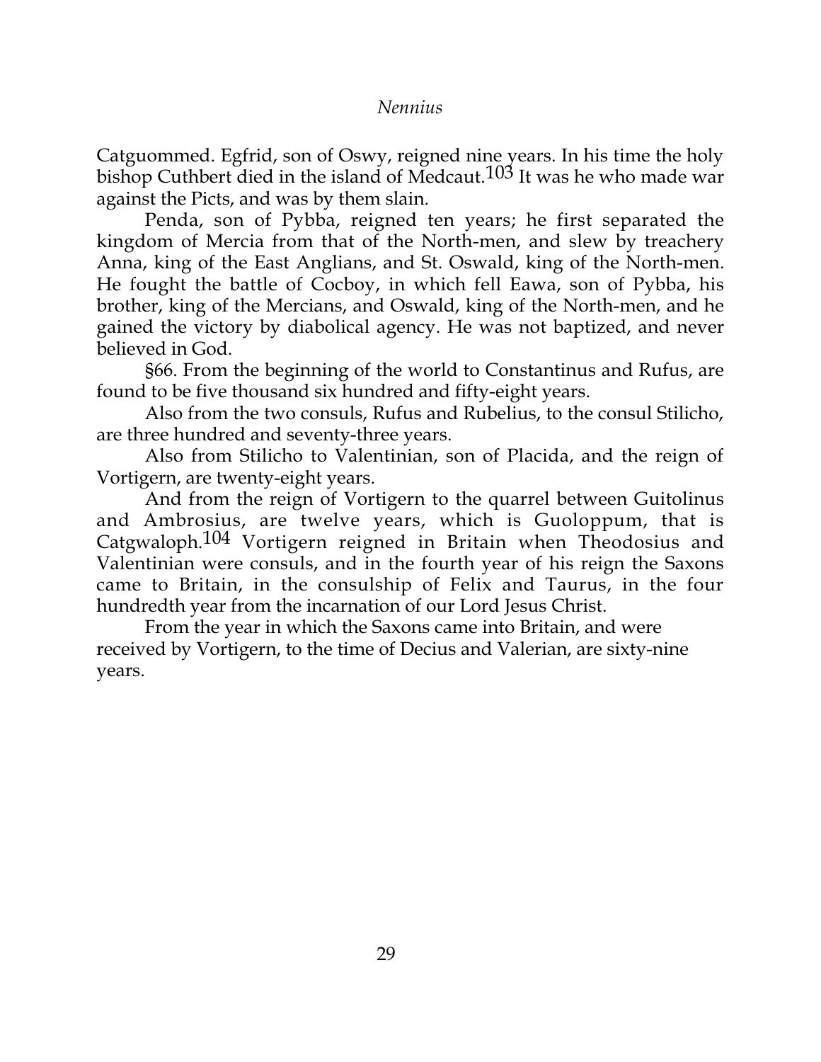Catguommed. Egfrid, son of Oswy, reigned nine years. In his time the holy bishop Cuthbert died in the island of Medcaut.[103] It was he who made war against the Picts, and was by them slain.

Penda, son of Pybba, reigned ten years; he first separated the kingdom of Mercia from that of the North-men, and slew by treachery Anna, king of the East Anglians, and St. Oswald, king of the North-men. He fought the battle of Cocboy, in which fell Eawa, son of Pybba, his brother, king of the Mercians, and Oswald, king of the North-men, and he gained the victory by diabolical agency. He was not baptized, and never believed in God.

§66. From the beginning of the world to Constantinus and Rufus, are found to be five thousand six hundred and fifty-eight years.

Also from the two consuls, Rufus and Rubelius, to the consul Stilicho, are three hundred and seventy-three years.

Also from Stilicho to Valentinian, son of Placida, and the reign of Vortigern, are twenty-eight years.

And from the reign of Vortigern to the quarrel between Guitolinus and Ambrosius, are twelve years, which is Guoloppum, that is Catgwaloph.[104] Vortigern reigned in Britain when Theodosius and Valentinian were consuls, and in the fourth year of his reign the Saxons came to Britain, in the consulship of Felix and Taurus, in the four hundredth year from the incarnation of our Lord Jesus Christ.

From the year in which the Saxons came into Britain, and were received by Vortigern, to the time of Decius and Valerian, are sixty-nine years.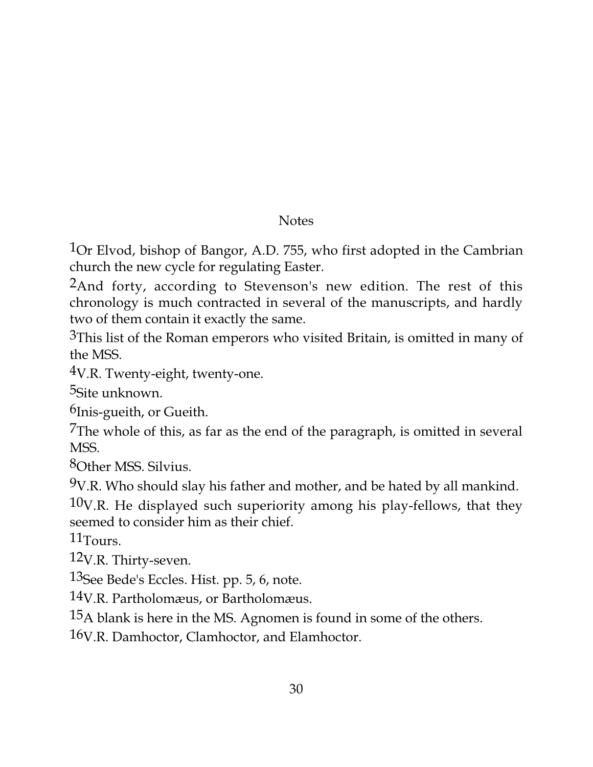## Notes

[1]Or Elvod, bishop of Bangor, A.D. 755, who first adopted in the Cambrian church the new cycle for regulating Easter.

[2]And forty, according to Stevenson's new edition. The rest of this chronology is much contracted in several of the manuscripts, and hardly two of them contain it exactly the same.

[3]This list of the Roman emperors who visited Britain, is omitted in many of the MSS.

[4]V.R. Twenty-eight, twenty-one.

[5]Site unknown.

[6]Inis-gueith, or Gueith.

[7]The whole of this, as far as the end of the paragraph, is omitted in several MSS.

[8]Other MSS. Silvius.

[9]V.R. Who should slay his father and mother, and be hated by all mankind.

[10]V.R. He displayed such superiority among his play-fellows, that they seemed to consider him as their chief.

[11]Tours.

[12]V.R. Thirty-seven.

[13]See Bede's Eccles. Hist. pp. 5, 6, note.

[14]V.R. Partholomæus, or Bartholomæus.

[15]A blank is here in the MS. Agnomen is found in some of the others.

[16]V.R. Damhoctor, Clamhoctor, and Elamhoctor.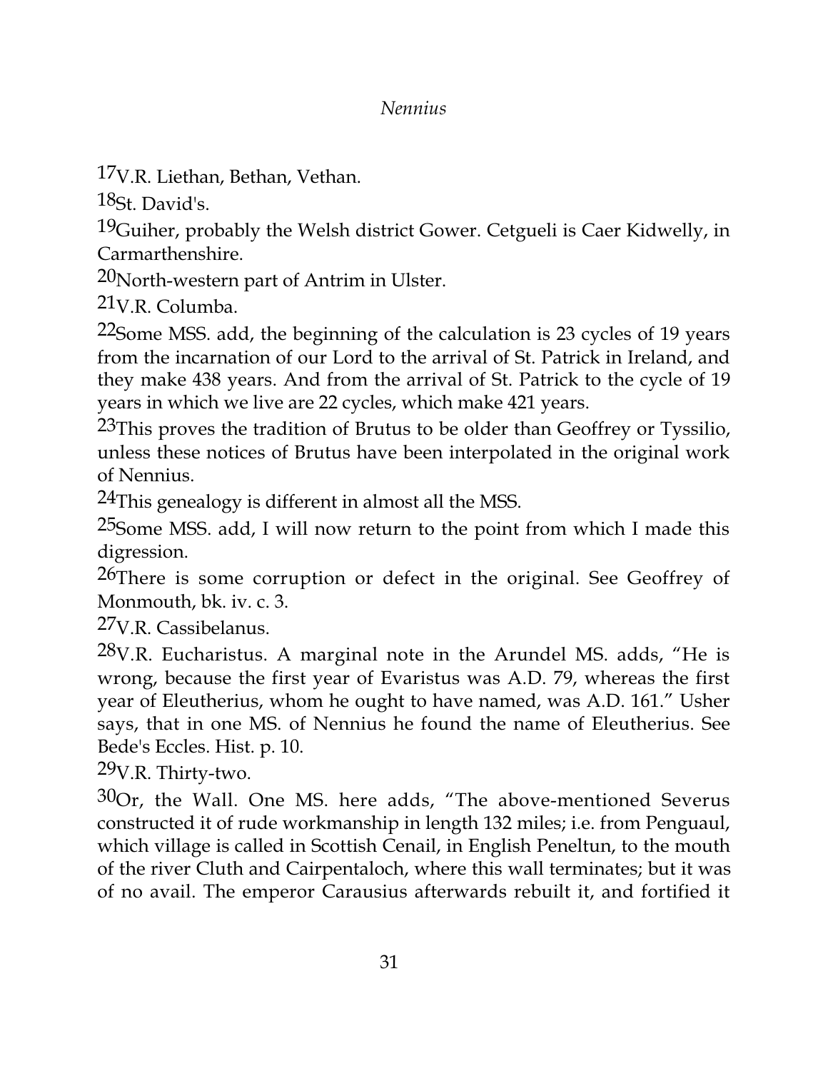[17]V.R. Liethan, Bethan, Vethan.

[18]St. David's.

[19]Guiher, probably the Welsh district Gower. Cetgueli is Caer Kidwelly, in Carmarthenshire.

[20]North-western part of Antrim in Ulster.

[21]V.R. Columba.

[22]Some MSS. add, the beginning of the calculation is 23 cycles of 19 years from the incarnation of our Lord to the arrival of St. Patrick in Ireland, and they make 438 years. And from the arrival of St. Patrick to the cycle of 19 years in which we live are 22 cycles, which make 421 years.

[23]This proves the tradition of Brutus to be older than Geoffrey or Tyssilio, unless these notices of Brutus have been interpolated in the original work of Nennius.

[24]This genealogy is different in almost all the MSS.

[25]Some MSS. add, I will now return to the point from which I made this digression.

[26]There is some corruption or defect in the original. See Geoffrey of Monmouth, bk. iv. c. 3.

[27]V.R. Cassibelanus.

[28]V.R. Eucharistus. A marginal note in the Arundel MS. adds, "He is wrong, because the first year of Evaristus was A.D. 79, whereas the first year of Eleutherius, whom he ought to have named, was A.D. 161." Usher says, that in one MS. of Nennius he found the name of Eleutherius. See Bede's Eccles. Hist. p. 10.

[29]V.R. Thirty-two.

[30]Or, the Wall. One MS. here adds, "The above-mentioned Severus constructed it of rude workmanship in length 132 miles; i.e. from Penguaul, which village is called in Scottish Cenail, in English Peneltun, to the mouth of the river Cluth and Cairpentaloch, where this wall terminates; but it was of no avail. The emperor Carausius afterwards rebuilt it, and fortified it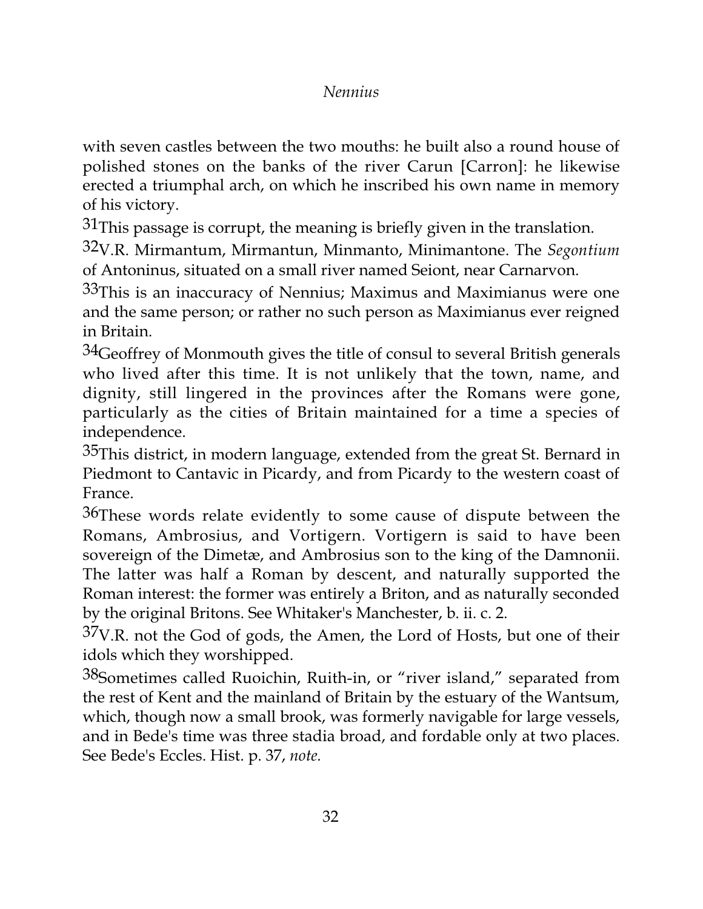with seven castles between the two mouths: he built also a round house of polished stones on the banks of the river Carun [Carron]: he likewise erected a triumphal arch, on which he inscribed his own name in memory of his victory.

[31]This passage is corrupt, the meaning is briefly given in the translation.

[32]V.R. Mirmantum, Mirmantun, Minmanto, Minimantone. The *Segontium* of Antoninus, situated on a small river named Seiont, near Carnarvon.

[33]This is an inaccuracy of Nennius; Maximus and Maximianus were one and the same person; or rather no such person as Maximianus ever reigned in Britain.

[34]Geoffrey of Monmouth gives the title of consul to several British generals who lived after this time. It is not unlikely that the town, name, and dignity, still lingered in the provinces after the Romans were gone, particularly as the cities of Britain maintained for a time a species of independence.

[35]This district, in modern language, extended from the great St. Bernard in Piedmont to Cantavic in Picardy, and from Picardy to the western coast of France.

[36]These words relate evidently to some cause of dispute between the Romans, Ambrosius, and Vortigern. Vortigern is said to have been sovereign of the Dimetæ, and Ambrosius son to the king of the Damnonii. The latter was half a Roman by descent, and naturally supported the Roman interest: the former was entirely a Briton, and as naturally seconded by the original Britons. See Whitaker's Manchester, b. ii. c. 2.

[37]V.R. not the God of gods, the Amen, the Lord of Hosts, but one of their idols which they worshipped.

[38]Sometimes called Ruoichin, Ruith-in, or "river island," separated from the rest of Kent and the mainland of Britain by the estuary of the Wantsum, which, though now a small brook, was formerly navigable for large vessels, and in Bede's time was three stadia broad, and fordable only at two places. See Bede's Eccles. Hist. p. 37, *note.*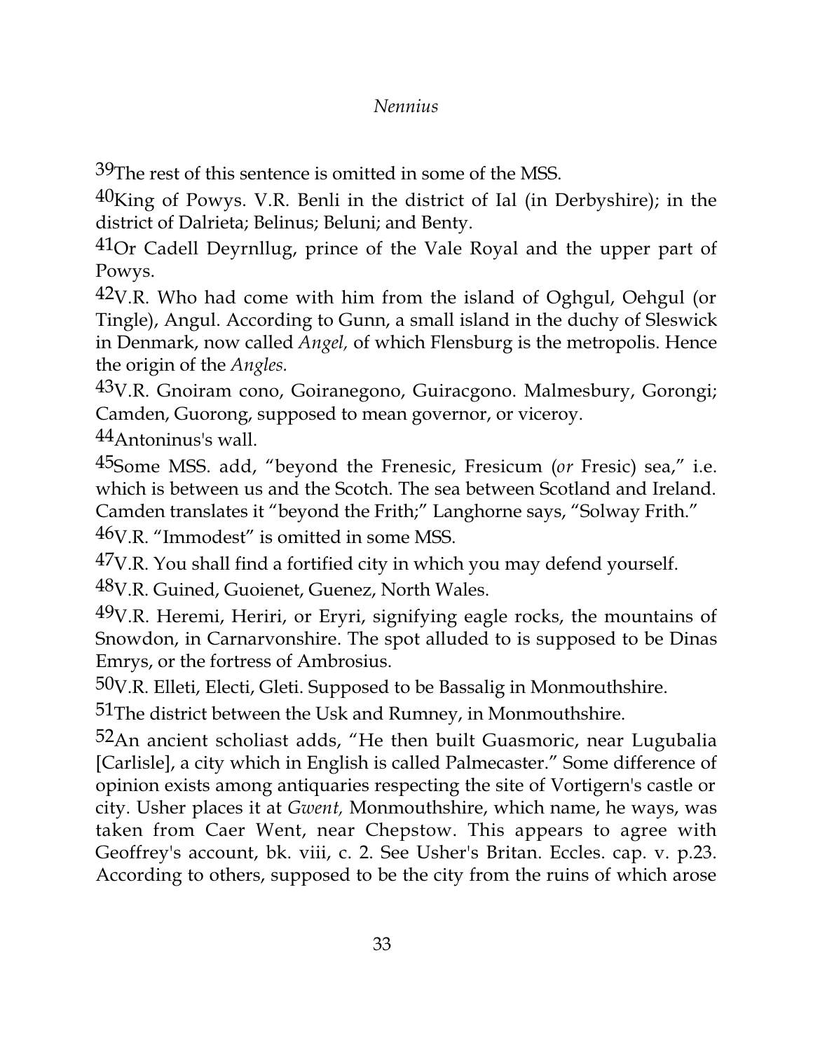[39]The rest of this sentence is omitted in some of the MSS.

[40]King of Powys. V.R. Benli in the district of Ial (in Derbyshire); in the district of Dalrieta; Belinus; Beluni; and Benty.

[41]Or Cadell Deyrnllug, prince of the Vale Royal and the upper part of Powys.

[42]V.R. Who had come with him from the island of Oghgul, Oehgul (or Tingle), Angul. According to Gunn, a small island in the duchy of Sleswick in Denmark, now called *Angel,* of which Flensburg is the metropolis. Hence the origin of the *Angles.*

[43]V.R. Gnoiram cono, Goiranegono, Guiracgono. Malmesbury, Gorongi; Camden, Guorong, supposed to mean governor, or viceroy.

[44]Antoninus's wall.

[45]Some MSS. add, "beyond the Frenesic, Fresicum (*or* Fresic) sea," i.e. which is between us and the Scotch. The sea between Scotland and Ireland. Camden translates it "beyond the Frith;" Langhorne says, "Solway Frith."

[46]V.R. "Immodest" is omitted in some MSS.

[47]V.R. You shall find a fortified city in which you may defend yourself.

[48]V.R. Guined, Guoienet, Guenez, North Wales.

[49]V.R. Heremi, Heriri, or Eryri, signifying eagle rocks, the mountains of Snowdon, in Carnarvonshire. The spot alluded to is supposed to be Dinas Emrys, or the fortress of Ambrosius.

[50]V.R. Elleti, Electi, Gleti. Supposed to be Bassalig in Monmouthshire.

[51]The district between the Usk and Rumney, in Monmouthshire.

[52]An ancient scholiast adds, "He then built Guasmoric, near Lugubalia [Carlisle], a city which in English is called Palmecaster." Some difference of opinion exists among antiquaries respecting the site of Vortigern's castle or city. Usher places it at *Gwent,* Monmouthshire, which name, he ways, was taken from Caer Went, near Chepstow. This appears to agree with Geoffrey's account, bk. viii, c. 2. See Usher's Britan. Eccles. cap. v. p.23. According to others, supposed to be the city from the ruins of which arose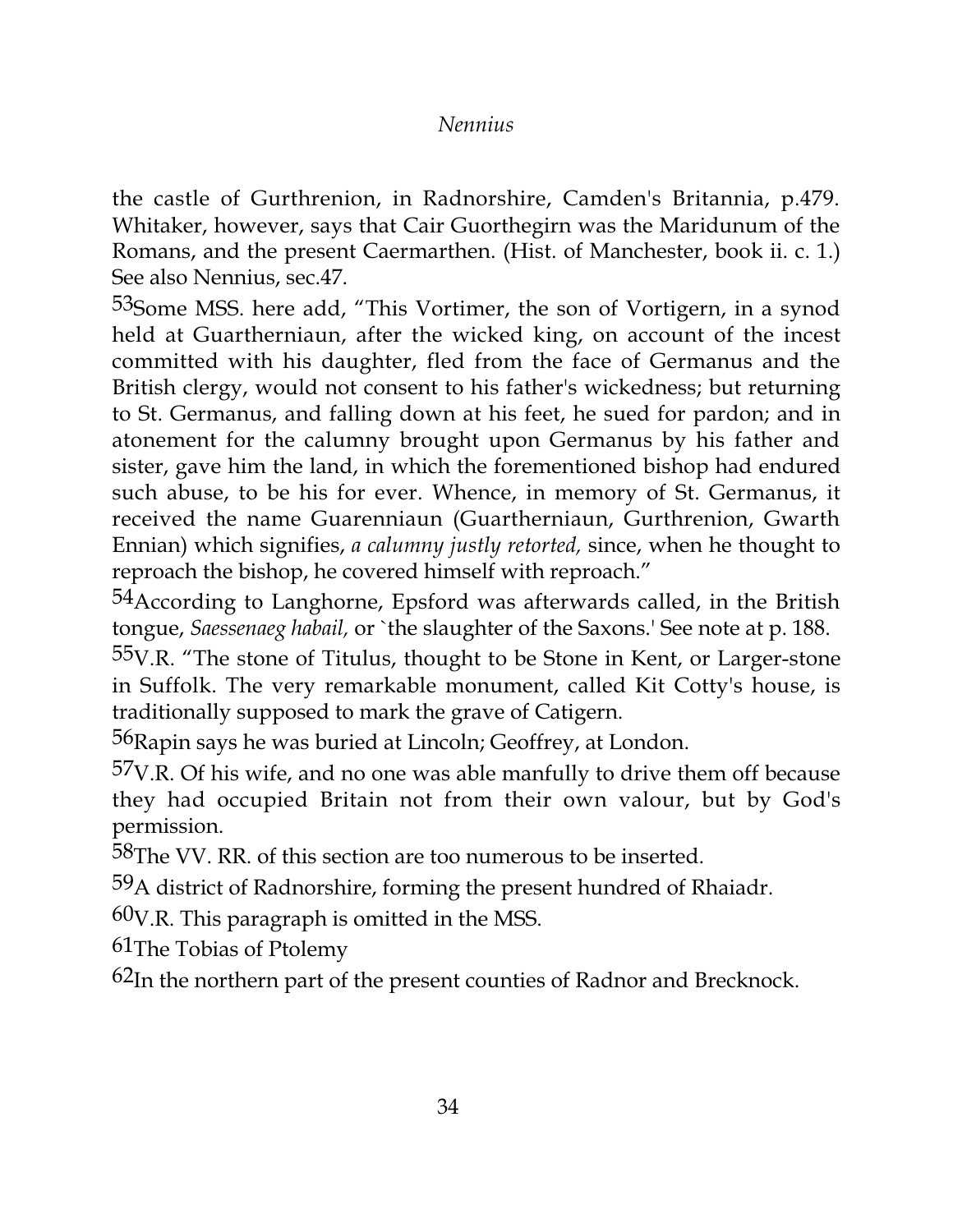the castle of Gurthrenion, in Radnorshire, Camden's Britannia, p.479. Whitaker, however, says that Cair Guorthegirn was the Maridunum of the Romans, and the present Caermarthen. (Hist. of Manchester, book ii. c. 1.) See also Nennius, sec.47.

[53]Some MSS. here add, "This Vortimer, the son of Vortigern, in a synod held at Guartherniaun, after the wicked king, on account of the incest committed with his daughter, fled from the face of Germanus and the British clergy, would not consent to his father's wickedness; but returning to St. Germanus, and falling down at his feet, he sued for pardon; and in atonement for the calumny brought upon Germanus by his father and sister, gave him the land, in which the forementioned bishop had endured such abuse, to be his for ever. Whence, in memory of St. Germanus, it received the name Guarenniaun (Guartherniaun, Gurthrenion, Gwarth Ennian) which signifies, *a calumny justly retorted,* since, when he thought to reproach the bishop, he covered himself with reproach."

[54]According to Langhorne, Epsford was afterwards called, in the British tongue, *Saessenaeg habail,* or `the slaughter of the Saxons.' See note at p. 188.

[55]V.R. "The stone of Titulus, thought to be Stone in Kent, or Larger-stone in Suffolk. The very remarkable monument, called Kit Cotty's house, is traditionally supposed to mark the grave of Catigern.

[56]Rapin says he was buried at Lincoln; Geoffrey, at London.

[57]V.R. Of his wife, and no one was able manfully to drive them off because they had occupied Britain not from their own valour, but by God's permission.

[58]The VV. RR. of this section are too numerous to be inserted.

[59]A district of Radnorshire, forming the present hundred of Rhaiadr.

[60]V.R. This paragraph is omitted in the MSS.

[61]The Tobias of Ptolemy

[62]In the northern part of the present counties of Radnor and Brecknock.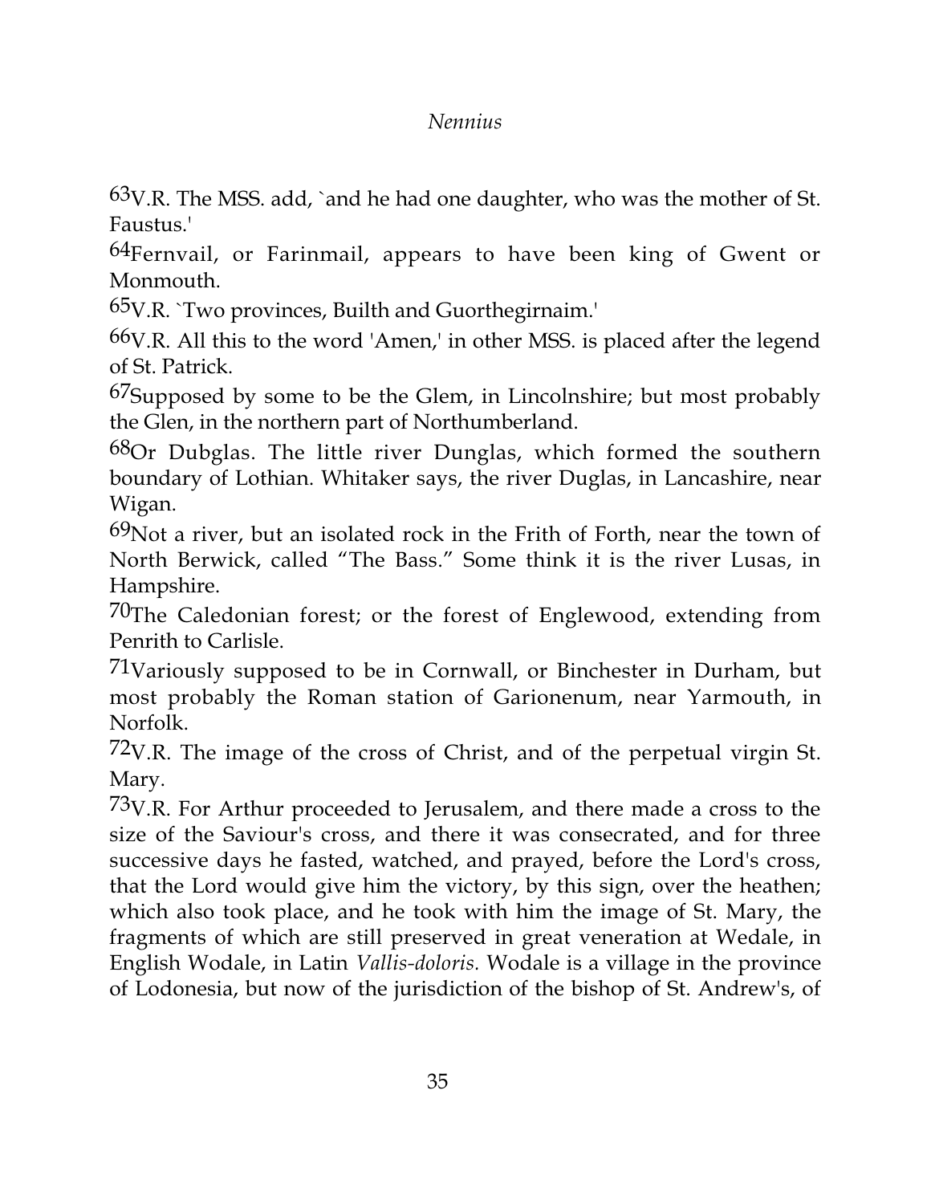[63]V.R. The MSS. add, `and he had one daughter, who was the mother of St. Faustus.'

[64]Fernvail, or Farinmail, appears to have been king of Gwent or Monmouth.

[65]V.R. `Two provinces, Builth and Guorthegirnaim.'

[66]V.R. All this to the word 'Amen,' in other MSS. is placed after the legend of St. Patrick.

[67]Supposed by some to be the Glem, in Lincolnshire; but most probably the Glen, in the northern part of Northumberland.

[68]Or Dubglas. The little river Dunglas, which formed the southern boundary of Lothian. Whitaker says, the river Duglas, in Lancashire, near Wigan.

[69]Not a river, but an isolated rock in the Frith of Forth, near the town of North Berwick, called "The Bass." Some think it is the river Lusas, in Hampshire.

[70]The Caledonian forest; or the forest of Englewood, extending from Penrith to Carlisle.

[71]Variously supposed to be in Cornwall, or Binchester in Durham, but most probably the Roman station of Garionenum, near Yarmouth, in Norfolk.

[72]V.R. The image of the cross of Christ, and of the perpetual virgin St. Mary.

[73]V.R. For Arthur proceeded to Jerusalem, and there made a cross to the size of the Saviour's cross, and there it was consecrated, and for three successive days he fasted, watched, and prayed, before the Lord's cross, that the Lord would give him the victory, by this sign, over the heathen; which also took place, and he took with him the image of St. Mary, the fragments of which are still preserved in great veneration at Wedale, in English Wodale, in Latin *Vallis-doloris.* Wodale is a village in the province of Lodonesia, but now of the jurisdiction of the bishop of St. Andrew's, of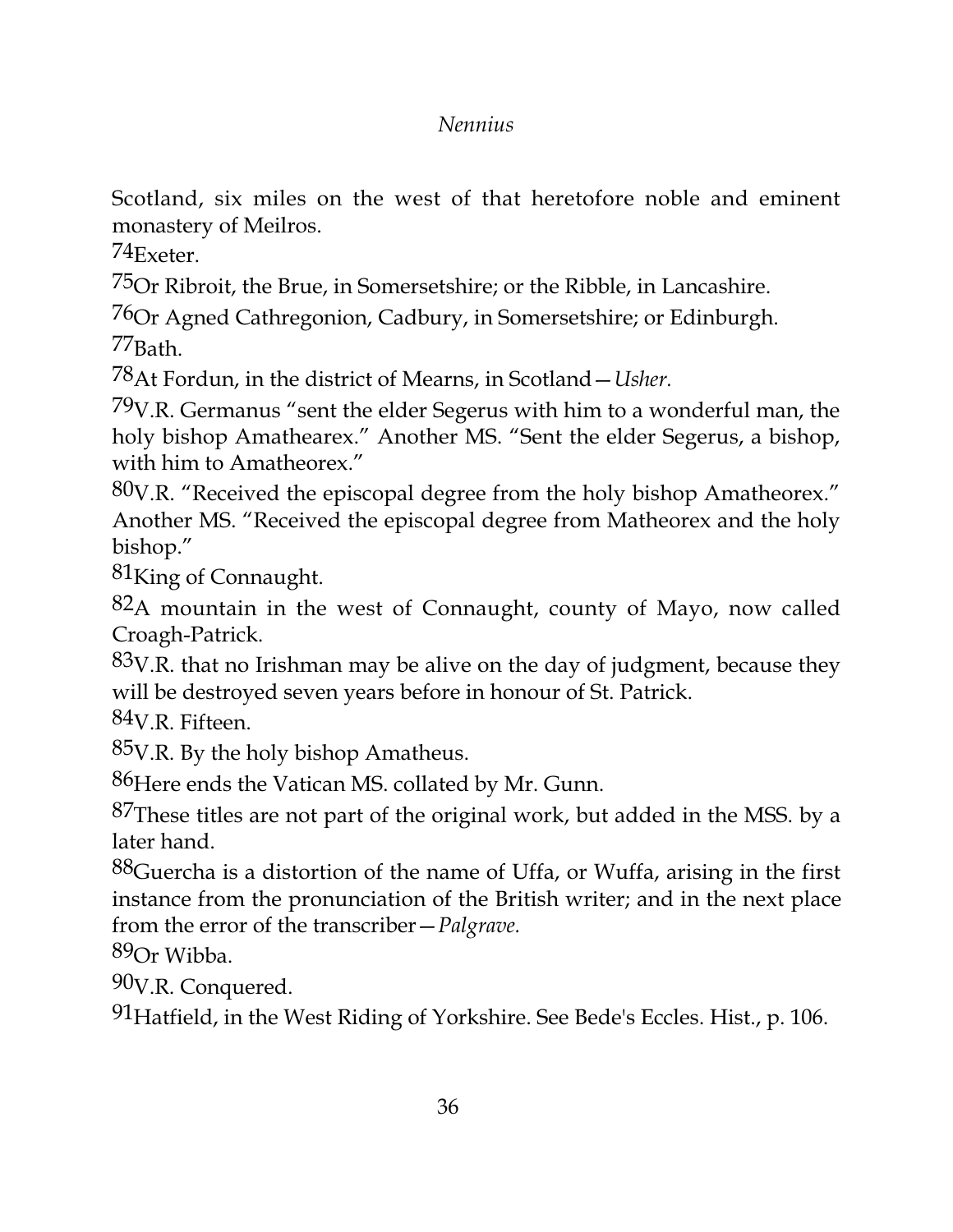Scotland, six miles on the west of that heretofore noble and eminent monastery of Meilros.

[74]Exeter.

[75]Or Ribroit, the Brue, in Somersetshire; or the Ribble, in Lancashire.

[76]Or Agned Cathregonion, Cadbury, in Somersetshire; or Edinburgh.

[77]Bath.

[78]At Fordun, in the district of Mearns, in Scotland—*Usher.*

[79]V.R. Germanus "sent the elder Segerus with him to a wonderful man, the holy bishop Amathearex." Another MS. "Sent the elder Segerus, a bishop, with him to Amatheorex."

[80]V.R. "Received the episcopal degree from the holy bishop Amatheorex." Another MS. "Received the episcopal degree from Matheorex and the holy bishop."

[81]King of Connaught.

[82]A mountain in the west of Connaught, county of Mayo, now called Croagh-Patrick.

[83]V.R. that no Irishman may be alive on the day of judgment, because they will be destroyed seven years before in honour of St. Patrick.

[84]V.R. Fifteen.

[85]V.R. By the holy bishop Amatheus.

[86]Here ends the Vatican MS. collated by Mr. Gunn.

[87]These titles are not part of the original work, but added in the MSS. by a later hand.

[88]Guercha is a distortion of the name of Uffa, or Wuffa, arising in the first instance from the pronunciation of the British writer; and in the next place from the error of the transcriber—*Palgrave.*

[89]Or Wibba.

[90]V.R. Conquered.

[91]Hatfield, in the West Riding of Yorkshire. See Bede's Eccles. Hist., p. 106.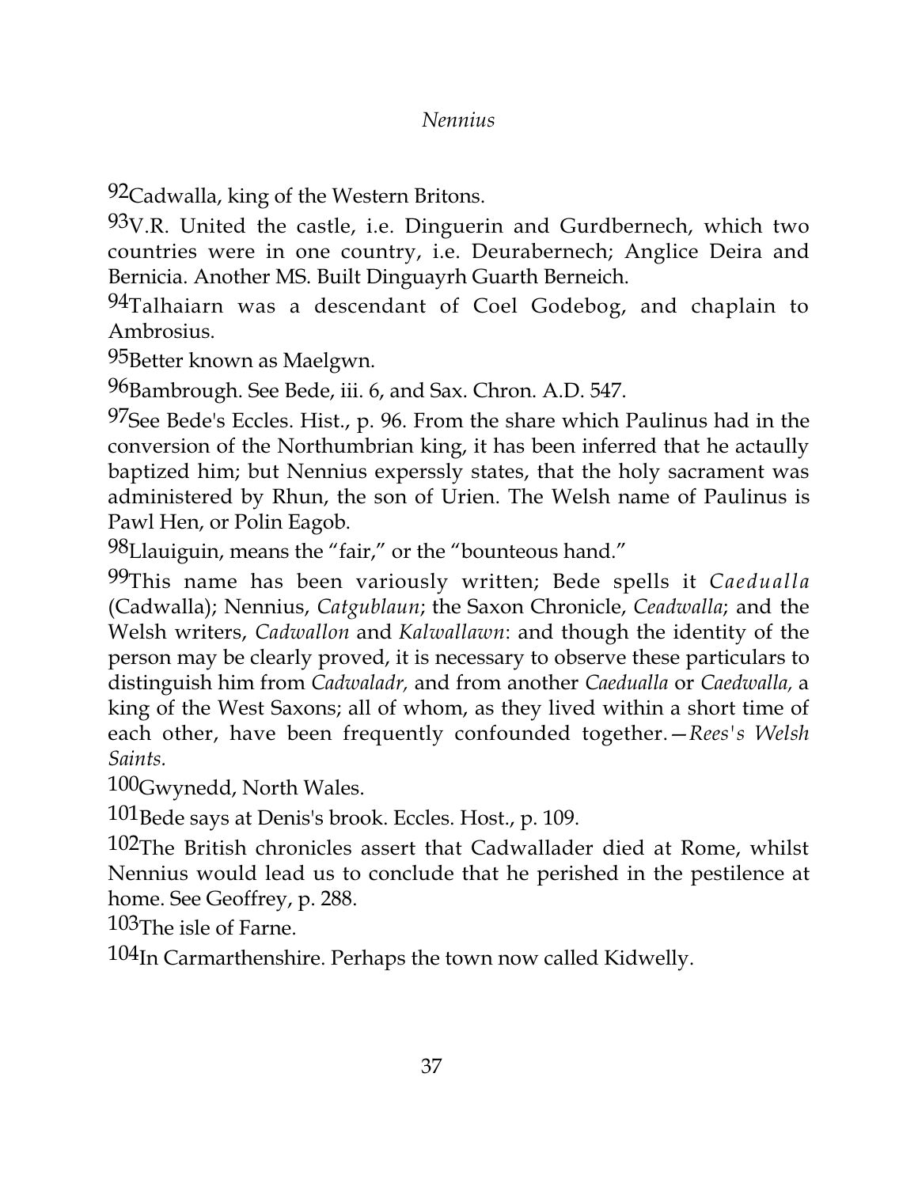92Cadwalla, king of the Western Britons.

93V.R. United the castle, i.e. Dinguerin and Gurdbernech, which two countries were in one country, i.e. Deurabernech; Anglice Deira and Bernicia. Another MS. Built Dinguayrh Guarth Berneich.

94Talhaiarn was a descendant of Coel Godebog, and chaplain to Ambrosius.

95Better known as Maelgwn.

96Bambrough. See Bede, iii. 6, and Sax. Chron. A.D. 547.

97See Bede's Eccles. Hist., p. 96. From the share which Paulinus had in the conversion of the Northumbrian king, it has been inferred that he actaully baptized him; but Nennius experssly states, that the holy sacrament was administered by Rhun, the son of Urien. The Welsh name of Paulinus is Pawl Hen, or Polin Eagob.

98Llauiguin, means the "fair," or the "bounteous hand."

99This name has been variously written; Bede spells it *Caedualla* (Cadwalla); Nennius, *Catgublaun*; the Saxon Chronicle, *Ceadwalla*; and the Welsh writers, *Cadwallon* and *Kalwallawn*: and though the identity of the person may be clearly proved, it is necessary to observe these particulars to distinguish him from *Cadwaladr,* and from another *Caedualla* or *Caedwalla,* a king of the West Saxons; all of whom, as they lived within a short time of each other, have been frequently confounded together.—*Rees's Welsh Saints.*

100Gwynedd, North Wales.

101Bede says at Denis's brook. Eccles. Host., p. 109.

102The British chronicles assert that Cadwallader died at Rome, whilst Nennius would lead us to conclude that he perished in the pestilence at home. See Geoffrey, p. 288.

103The isle of Farne.

104In Carmarthenshire. Perhaps the town now called Kidwelly.